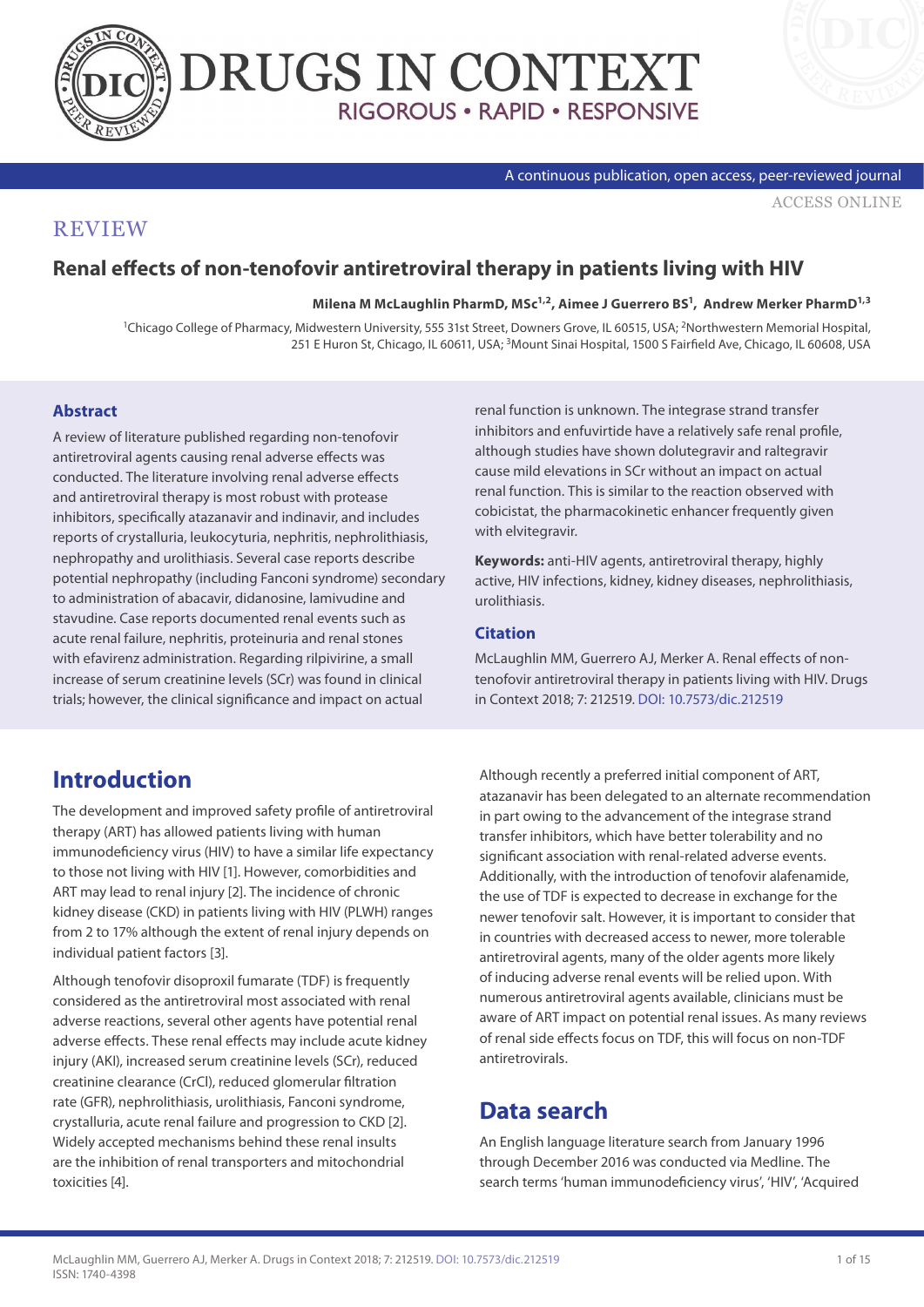REVIEW

# Renal effects of non-tenofovir antiretroviral therapy in patients living with HIV

**Milena M McLaughlin PharmD, MSc[1,2], Aimee J Guerrero BS[1], Andrew Merker PharmD[1,3]**

[1]Chicago College of Pharmacy, Midwestern University, 555 31st Street, Downers Grove, IL 60515, USA; [2]Northwestern Memorial Hospital, 251 E Huron St, Chicago, IL 60611, USA; [3]Mount Sinai Hospital, 1500 S Fairfield Ave, Chicago, IL 60608, USA

## Abstract

A review of literature published regarding non-tenofovir antiretroviral agents causing renal adverse effects was conducted. The literature involving renal adverse effects and antiretroviral therapy is most robust with protease inhibitors, specifically atazanavir and indinavir, and includes reports of crystalluria, leukocyturia, nephritis, nephrolithiasis, nephropathy and urolithiasis. Several case reports describe potential nephropathy (including Fanconi syndrome) secondary to administration of abacavir, didanosine, lamivudine and stavudine. Case reports documented renal events such as acute renal failure, nephritis, proteinuria and renal stones with efavirenz administration. Regarding rilpivirine, a small increase of serum creatinine levels (SCr) was found in clinical trials; however, the clinical significance and impact on actual renal function is unknown. The integrase strand transfer inhibitors and enfuvirtide have a relatively safe renal profile, although studies have shown dolutegravir and raltegravir cause mild elevations in SCr without an impact on actual renal function. This is similar to the reaction observed with cobicistat, the pharmacokinetic enhancer frequently given with elvitegravir.

**Keywords:** anti-HIV agents, antiretroviral therapy, highly active, HIV infections, kidney, kidney diseases, nephrolithiasis, urolithiasis.

### Citation

McLaughlin MM, Guerrero AJ, Merker A. Renal effects of non-tenofovir antiretroviral therapy in patients living with HIV. Drugs in Context 2018; 7: 212519. DOI: 10.7573/dic.212519

## Introduction

The development and improved safety profile of antiretroviral therapy (ART) has allowed patients living with human immunodeficiency virus (HIV) to have a similar life expectancy to those not living with HIV [1]. However, comorbidities and ART may lead to renal injury [2]. The incidence of chronic kidney disease (CKD) in patients living with HIV (PLWH) ranges from 2 to 17% although the extent of renal injury depends on individual patient factors [3].

Although tenofovir disoproxil fumarate (TDF) is frequently considered as the antiretroviral most associated with renal adverse reactions, several other agents have potential renal adverse effects. These renal effects may include acute kidney injury (AKI), increased serum creatinine levels (SCr), reduced creatinine clearance (CrCl), reduced glomerular filtration rate (GFR), nephrolithiasis, urolithiasis, Fanconi syndrome, crystalluria, acute renal failure and progression to CKD [2]. Widely accepted mechanisms behind these renal insults are the inhibition of renal transporters and mitochondrial toxicities [4].

Although recently a preferred initial component of ART, atazanavir has been delegated to an alternate recommendation in part owing to the advancement of the integrase strand transfer inhibitors, which have better tolerability and no significant association with renal-related adverse events. Additionally, with the introduction of tenofovir alafenamide, the use of TDF is expected to decrease in exchange for the newer tenofovir salt. However, it is important to consider that in countries with decreased access to newer, more tolerable antiretroviral agents, many of the older agents more likely of inducing adverse renal events will be relied upon. With numerous antiretroviral agents available, clinicians must be aware of ART impact on potential renal issues. As many reviews of renal side effects focus on TDF, this will focus on non-TDF antiretrovirals.

## Data search

An English language literature search from January 1996 through December 2016 was conducted via Medline. The search terms 'human immunodeficiency virus', 'HIV', 'Acquired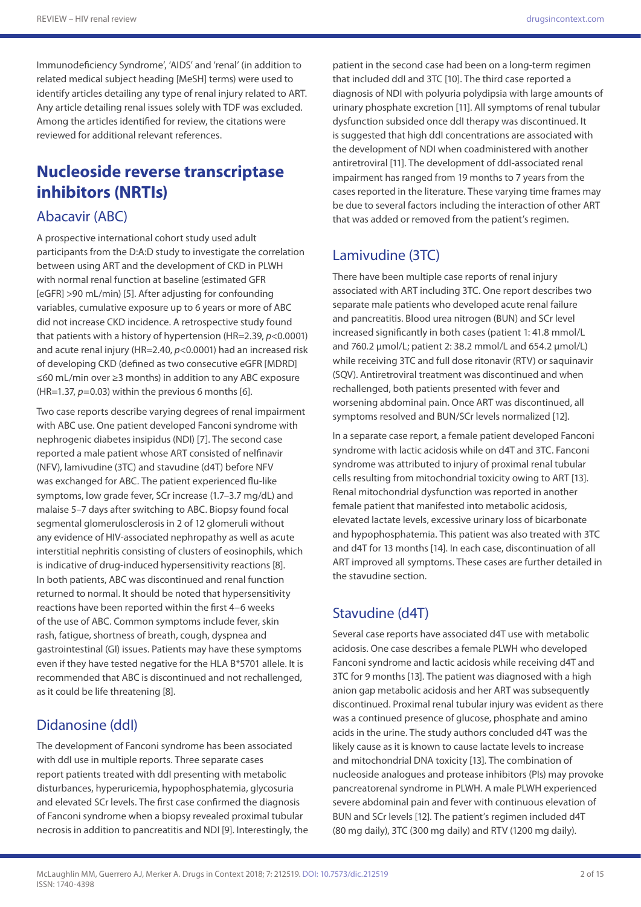Immunodeficiency Syndrome', 'AIDS' and 'renal' (in addition to related medical subject heading [MeSH] terms) were used to identify articles detailing any type of renal injury related to ART. Any article detailing renal issues solely with TDF was excluded. Among the articles identified for review, the citations were reviewed for additional relevant references.

# Nucleoside reverse transcriptase inhibitors (NRTIs)

## Abacavir (ABC)

A prospective international cohort study used adult participants from the D:A:D study to investigate the correlation between using ART and the development of CKD in PLWH with normal renal function at baseline (estimated GFR [eGFR] >90 mL/min) [5]. After adjusting for confounding variables, cumulative exposure up to 6 years or more of ABC did not increase CKD incidence. A retrospective study found that patients with a history of hypertension (HR=2.39, $p<0.0001$) and acute renal injury (HR=2.40, $p<0.0001$) had an increased risk of developing CKD (defined as two consecutive eGFR [MDRD] ≤60 mL/min over ≥3 months) in addition to any ABC exposure (HR=1.37, $p=0.03$) within the previous 6 months [6].

Two case reports describe varying degrees of renal impairment with ABC use. One patient developed Fanconi syndrome with nephrogenic diabetes insipidus (NDI) [7]. The second case reported a male patient whose ART consisted of nelfinavir (NFV), lamivudine (3TC) and stavudine (d4T) before NFV was exchanged for ABC. The patient experienced flu-like symptoms, low grade fever, SCr increase (1.7–3.7 mg/dL) and malaise 5–7 days after switching to ABC. Biopsy found focal segmental glomerulosclerosis in 2 of 12 glomeruli without any evidence of HIV-associated nephropathy as well as acute interstitial nephritis consisting of clusters of eosinophils, which is indicative of drug-induced hypersensitivity reactions [8]. In both patients, ABC was discontinued and renal function returned to normal. It should be noted that hypersensitivity reactions have been reported within the first 4–6 weeks of the use of ABC. Common symptoms include fever, skin rash, fatigue, shortness of breath, cough, dyspnea and gastrointestinal (GI) issues. Patients may have these symptoms even if they have tested negative for the HLA B*5701 allele. It is recommended that ABC is discontinued and not rechallenged, as it could be life threatening [8].

## Didanosine (ddI)

The development of Fanconi syndrome has been associated with ddI use in multiple reports. Three separate cases report patients treated with ddI presenting with metabolic disturbances, hyperuricemia, hypophosphatemia, glycosuria and elevated SCr levels. The first case confirmed the diagnosis of Fanconi syndrome when a biopsy revealed proximal tubular necrosis in addition to pancreatitis and NDI [9]. Interestingly, the patient in the second case had been on a long-term regimen that included ddI and 3TC [10]. The third case reported a diagnosis of NDI with polyuria polydipsia with large amounts of urinary phosphate excretion [11]. All symptoms of renal tubular dysfunction subsided once ddI therapy was discontinued. It is suggested that high ddI concentrations are associated with the development of NDI when coadministered with another antiretroviral [11]. The development of ddI-associated renal impairment has ranged from 19 months to 7 years from the cases reported in the literature. These varying time frames may be due to several factors including the interaction of other ART that was added or removed from the patient's regimen.

## Lamivudine (3TC)

There have been multiple case reports of renal injury associated with ART including 3TC. One report describes two separate male patients who developed acute renal failure and pancreatitis. Blood urea nitrogen (BUN) and SCr level increased significantly in both cases (patient 1: 41.8 mmol/L and 760.2 μmol/L; patient 2: 38.2 mmol/L and 654.2 μmol/L) while receiving 3TC and full dose ritonavir (RTV) or saquinavir (SQV). Antiretroviral treatment was discontinued and when rechallenged, both patients presented with fever and worsening abdominal pain. Once ART was discontinued, all symptoms resolved and BUN/SCr levels normalized [12].

In a separate case report, a female patient developed Fanconi syndrome with lactic acidosis while on d4T and 3TC. Fanconi syndrome was attributed to injury of proximal renal tubular cells resulting from mitochondrial toxicity owing to ART [13]. Renal mitochondrial dysfunction was reported in another female patient that manifested into metabolic acidosis, elevated lactate levels, excessive urinary loss of bicarbonate and hypophosphatemia. This patient was also treated with 3TC and d4T for 13 months [14]. In each case, discontinuation of all ART improved all symptoms. These cases are further detailed in the stavudine section.

## Stavudine (d4T)

Several case reports have associated d4T use with metabolic acidosis. One case describes a female PLWH who developed Fanconi syndrome and lactic acidosis while receiving d4T and 3TC for 9 months [13]. The patient was diagnosed with a high anion gap metabolic acidosis and her ART was subsequently discontinued. Proximal renal tubular injury was evident as there was a continued presence of glucose, phosphate and amino acids in the urine. The study authors concluded d4T was the likely cause as it is known to cause lactate levels to increase and mitochondrial DNA toxicity [13]. The combination of nucleoside analogues and protease inhibitors (PIs) may provoke pancreatorenal syndrome in PLWH. A male PLWH experienced severe abdominal pain and fever with continuous elevation of BUN and SCr levels [12]. The patient's regimen included d4T (80 mg daily), 3TC (300 mg daily) and RTV (1200 mg daily).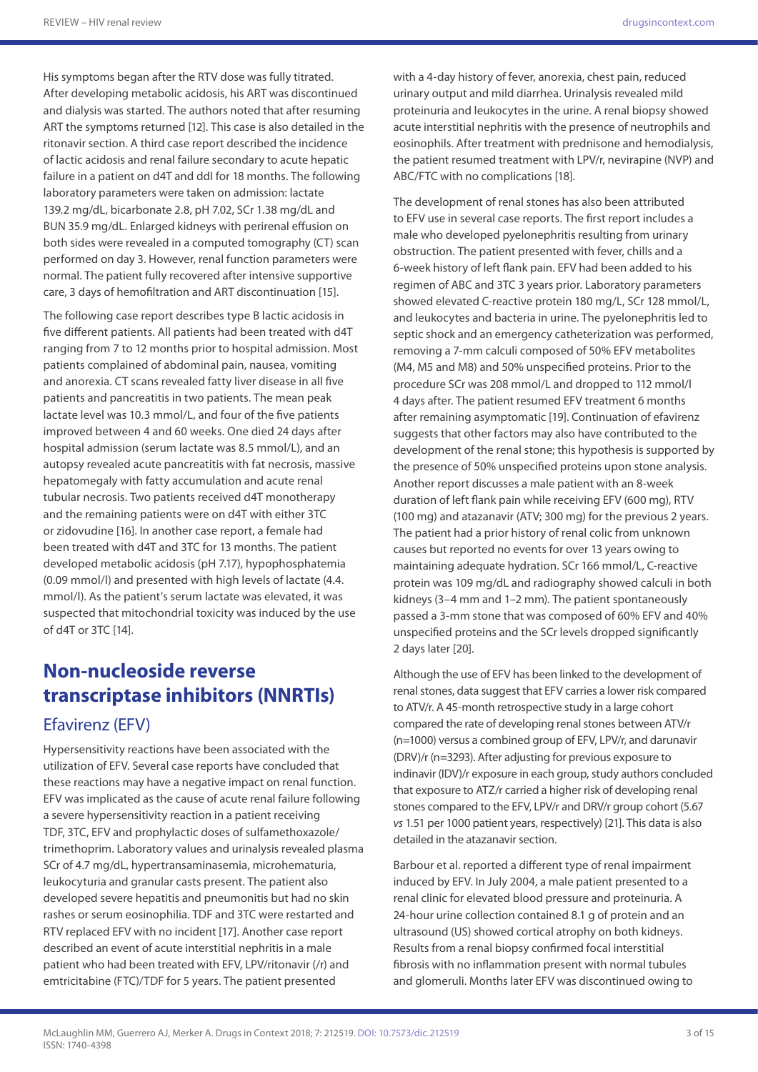His symptoms began after the RTV dose was fully titrated. After developing metabolic acidosis, his ART was discontinued and dialysis was started. The authors noted that after resuming ART the symptoms returned [12]. This case is also detailed in the ritonavir section. A third case report described the incidence of lactic acidosis and renal failure secondary to acute hepatic failure in a patient on d4T and ddI for 18 months. The following laboratory parameters were taken on admission: lactate 139.2 mg/dL, bicarbonate 2.8, pH 7.02, SCr 1.38 mg/dL and BUN 35.9 mg/dL. Enlarged kidneys with perirenal effusion on both sides were revealed in a computed tomography (CT) scan performed on day 3. However, renal function parameters were normal. The patient fully recovered after intensive supportive care, 3 days of hemofiltration and ART discontinuation [15].

The following case report describes type B lactic acidosis in five different patients. All patients had been treated with d4T ranging from 7 to 12 months prior to hospital admission. Most patients complained of abdominal pain, nausea, vomiting and anorexia. CT scans revealed fatty liver disease in all five patients and pancreatitis in two patients. The mean peak lactate level was 10.3 mmol/L, and four of the five patients improved between 4 and 60 weeks. One died 24 days after hospital admission (serum lactate was 8.5 mmol/L), and an autopsy revealed acute pancreatitis with fat necrosis, massive hepatomegaly with fatty accumulation and acute renal tubular necrosis. Two patients received d4T monotherapy and the remaining patients were on d4T with either 3TC or zidovudine [16]. In another case report, a female had been treated with d4T and 3TC for 13 months. The patient developed metabolic acidosis (pH 7.17), hypophosphatemia (0.09 mmol/l) and presented with high levels of lactate (4.4. mmol/l). As the patient's serum lactate was elevated, it was suspected that mitochondrial toxicity was induced by the use of d4T or 3TC [14].

# Non-nucleoside reverse transcriptase inhibitors (NNRTIs)

## Efavirenz (EFV)

Hypersensitivity reactions have been associated with the utilization of EFV. Several case reports have concluded that these reactions may have a negative impact on renal function. EFV was implicated as the cause of acute renal failure following a severe hypersensitivity reaction in a patient receiving TDF, 3TC, EFV and prophylactic doses of sulfamethoxazole/trimethoprim. Laboratory values and urinalysis revealed plasma SCr of 4.7 mg/dL, hypertransaminasemia, microhematuria, leukocyturia and granular casts present. The patient also developed severe hepatitis and pneumonitis but had no skin rashes or serum eosinophilia. TDF and 3TC were restarted and RTV replaced EFV with no incident [17]. Another case report described an event of acute interstitial nephritis in a male patient who had been treated with EFV, LPV/ritonavir (/r) and emtricitabine (FTC)/TDF for 5 years. The patient presented with a 4-day history of fever, anorexia, chest pain, reduced urinary output and mild diarrhea. Urinalysis revealed mild proteinuria and leukocytes in the urine. A renal biopsy showed acute interstitial nephritis with the presence of neutrophils and eosinophils. After treatment with prednisone and hemodialysis, the patient resumed treatment with LPV/r, nevirapine (NVP) and ABC/FTC with no complications [18].

The development of renal stones has also been attributed to EFV use in several case reports. The first report includes a male who developed pyelonephritis resulting from urinary obstruction. The patient presented with fever, chills and a 6-week history of left flank pain. EFV had been added to his regimen of ABC and 3TC 3 years prior. Laboratory parameters showed elevated C-reactive protein 180 mg/L, SCr 128 mmol/L, and leukocytes and bacteria in urine. The pyelonephritis led to septic shock and an emergency catheterization was performed, removing a 7-mm calculi composed of 50% EFV metabolites (M4, M5 and M8) and 50% unspecified proteins. Prior to the procedure SCr was 208 mmol/L and dropped to 112 mmol/l 4 days after. The patient resumed EFV treatment 6 months after remaining asymptomatic [19]. Continuation of efavirenz suggests that other factors may also have contributed to the development of the renal stone; this hypothesis is supported by the presence of 50% unspecified proteins upon stone analysis. Another report discusses a male patient with an 8-week duration of left flank pain while receiving EFV (600 mg), RTV (100 mg) and atazanavir (ATV; 300 mg) for the previous 2 years. The patient had a prior history of renal colic from unknown causes but reported no events for over 13 years owing to maintaining adequate hydration. SCr 166 mmol/L, C-reactive protein was 109 mg/dL and radiography showed calculi in both kidneys (3–4 mm and 1–2 mm). The patient spontaneously passed a 3-mm stone that was composed of 60% EFV and 40% unspecified proteins and the SCr levels dropped significantly 2 days later [20].

Although the use of EFV has been linked to the development of renal stones, data suggest that EFV carries a lower risk compared to ATV/r. A 45-month retrospective study in a large cohort compared the rate of developing renal stones between ATV/r (n=1000) versus a combined group of EFV, LPV/r, and darunavir (DRV)/r (n=3293). After adjusting for previous exposure to indinavir (IDV)/r exposure in each group, study authors concluded that exposure to ATZ/r carried a higher risk of developing renal stones compared to the EFV, LPV/r and DRV/r group cohort (5.67 *vs* 1.51 per 1000 patient years, respectively) [21]. This data is also detailed in the atazanavir section.

Barbour et al. reported a different type of renal impairment induced by EFV. In July 2004, a male patient presented to a renal clinic for elevated blood pressure and proteinuria. A 24-hour urine collection contained 8.1 g of protein and an ultrasound (US) showed cortical atrophy on both kidneys. Results from a renal biopsy confirmed focal interstitial fibrosis with no inflammation present with normal tubules and glomeruli. Months later EFV was discontinued owing to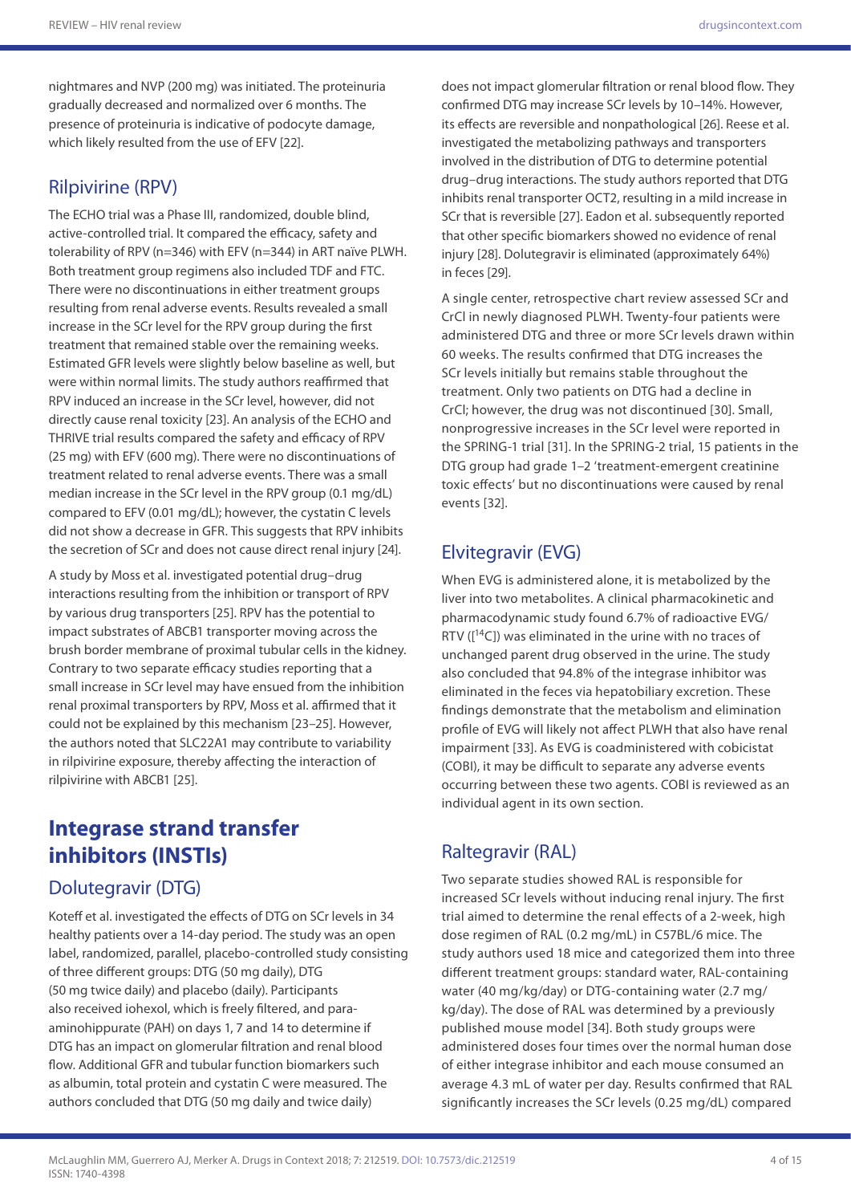nightmares and NVP (200 mg) was initiated. The proteinuria gradually decreased and normalized over 6 months. The presence of proteinuria is indicative of podocyte damage, which likely resulted from the use of EFV [22].

### Rilpivirine (RPV)

The ECHO trial was a Phase III, randomized, double blind, active-controlled trial. It compared the efficacy, safety and tolerability of RPV (n=346) with EFV (n=344) in ART naïve PLWH. Both treatment group regimens also included TDF and FTC. There were no discontinuations in either treatment groups resulting from renal adverse events. Results revealed a small increase in the SCr level for the RPV group during the first treatment that remained stable over the remaining weeks. Estimated GFR levels were slightly below baseline as well, but were within normal limits. The study authors reaffirmed that RPV induced an increase in the SCr level, however, did not directly cause renal toxicity [23]. An analysis of the ECHO and THRIVE trial results compared the safety and efficacy of RPV (25 mg) with EFV (600 mg). There were no discontinuations of treatment related to renal adverse events. There was a small median increase in the SCr level in the RPV group (0.1 mg/dL) compared to EFV (0.01 mg/dL); however, the cystatin C levels did not show a decrease in GFR. This suggests that RPV inhibits the secretion of SCr and does not cause direct renal injury [24].

A study by Moss et al. investigated potential drug–drug interactions resulting from the inhibition or transport of RPV by various drug transporters [25]. RPV has the potential to impact substrates of ABCB1 transporter moving across the brush border membrane of proximal tubular cells in the kidney. Contrary to two separate efficacy studies reporting that a small increase in SCr level may have ensued from the inhibition renal proximal transporters by RPV, Moss et al. affirmed that it could not be explained by this mechanism [23–25]. However, the authors noted that SLC22A1 may contribute to variability in rilpivirine exposure, thereby affecting the interaction of rilpivirine with ABCB1 [25].

## Integrase strand transfer inhibitors (INSTIs)

### Dolutegravir (DTG)

Koteff et al. investigated the effects of DTG on SCr levels in 34 healthy patients over a 14-day period. The study was an open label, randomized, parallel, placebo-controlled study consisting of three different groups: DTG (50 mg daily), DTG (50 mg twice daily) and placebo (daily). Participants also received iohexol, which is freely filtered, and para-aminohippurate (PAH) on days 1, 7 and 14 to determine if DTG has an impact on glomerular filtration and renal blood flow. Additional GFR and tubular function biomarkers such as albumin, total protein and cystatin C were measured. The authors concluded that DTG (50 mg daily and twice daily) does not impact glomerular filtration or renal blood flow. They confirmed DTG may increase SCr levels by 10–14%. However, its effects are reversible and nonpathological [26]. Reese et al. investigated the metabolizing pathways and transporters involved in the distribution of DTG to determine potential drug–drug interactions. The study authors reported that DTG inhibits renal transporter OCT2, resulting in a mild increase in SCr that is reversible [27]. Eadon et al. subsequently reported that other specific biomarkers showed no evidence of renal injury [28]. Dolutegravir is eliminated (approximately 64%) in feces [29].

A single center, retrospective chart review assessed SCr and CrCl in newly diagnosed PLWH. Twenty-four patients were administered DTG and three or more SCr levels drawn within 60 weeks. The results confirmed that DTG increases the SCr levels initially but remains stable throughout the treatment. Only two patients on DTG had a decline in CrCl; however, the drug was not discontinued [30]. Small, nonprogressive increases in the SCr level were reported in the SPRING-1 trial [31]. In the SPRING-2 trial, 15 patients in the DTG group had grade 1–2 'treatment-emergent creatinine toxic effects' but no discontinuations were caused by renal events [32].

### Elvitegravir (EVG)

When EVG is administered alone, it is metabolized by the liver into two metabolites. A clinical pharmacokinetic and pharmacodynamic study found 6.7% of radioactive EVG/RTV ([$^{14}$C]) was eliminated in the urine with no traces of unchanged parent drug observed in the urine. The study also concluded that 94.8% of the integrase inhibitor was eliminated in the feces via hepatobiliary excretion. These findings demonstrate that the metabolism and elimination profile of EVG will likely not affect PLWH that also have renal impairment [33]. As EVG is coadministered with cobicistat (COBI), it may be difficult to separate any adverse events occurring between these two agents. COBI is reviewed as an individual agent in its own section.

### Raltegravir (RAL)

Two separate studies showed RAL is responsible for increased SCr levels without inducing renal injury. The first trial aimed to determine the renal effects of a 2-week, high dose regimen of RAL (0.2 mg/mL) in C57BL/6 mice. The study authors used 18 mice and categorized them into three different treatment groups: standard water, RAL-containing water (40 mg/kg/day) or DTG-containing water (2.7 mg/kg/day). The dose of RAL was determined by a previously published mouse model [34]. Both study groups were administered doses four times over the normal human dose of either integrase inhibitor and each mouse consumed an average 4.3 mL of water per day. Results confirmed that RAL significantly increases the SCr levels (0.25 mg/dL) compared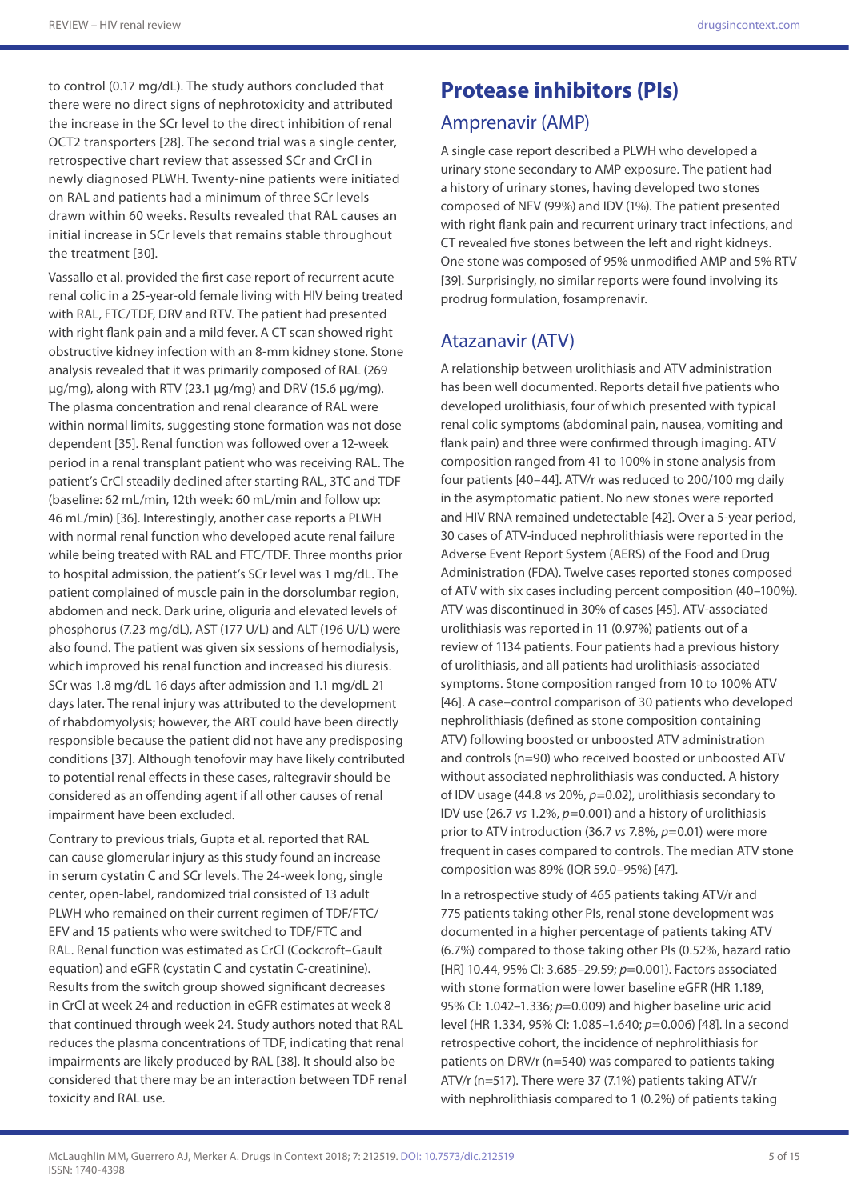to control (0.17 mg/dL). The study authors concluded that there were no direct signs of nephrotoxicity and attributed the increase in the SCr level to the direct inhibition of renal OCT2 transporters [28]. The second trial was a single center, retrospective chart review that assessed SCr and CrCl in newly diagnosed PLWH. Twenty-nine patients were initiated on RAL and patients had a minimum of three SCr levels drawn within 60 weeks. Results revealed that RAL causes an initial increase in SCr levels that remains stable throughout the treatment [30].

Vassallo et al. provided the first case report of recurrent acute renal colic in a 25-year-old female living with HIV being treated with RAL, FTC/TDF, DRV and RTV. The patient had presented with right flank pain and a mild fever. A CT scan showed right obstructive kidney infection with an 8-mm kidney stone. Stone analysis revealed that it was primarily composed of RAL (269 µg/mg), along with RTV (23.1 µg/mg) and DRV (15.6 µg/mg). The plasma concentration and renal clearance of RAL were within normal limits, suggesting stone formation was not dose dependent [35]. Renal function was followed over a 12-week period in a renal transplant patient who was receiving RAL. The patient's CrCl steadily declined after starting RAL, 3TC and TDF (baseline: 62 mL/min, 12th week: 60 mL/min and follow up: 46 mL/min) [36]. Interestingly, another case reports a PLWH with normal renal function who developed acute renal failure while being treated with RAL and FTC/TDF. Three months prior to hospital admission, the patient's SCr level was 1 mg/dL. The patient complained of muscle pain in the dorsolumbar region, abdomen and neck. Dark urine, oliguria and elevated levels of phosphorus (7.23 mg/dL), AST (177 U/L) and ALT (196 U/L) were also found. The patient was given six sessions of hemodialysis, which improved his renal function and increased his diuresis. SCr was 1.8 mg/dL 16 days after admission and 1.1 mg/dL 21 days later. The renal injury was attributed to the development of rhabdomyolysis; however, the ART could have been directly responsible because the patient did not have any predisposing conditions [37]. Although tenofovir may have likely contributed to potential renal effects in these cases, raltegravir should be considered as an offending agent if all other causes of renal impairment have been excluded.

Contrary to previous trials, Gupta et al. reported that RAL can cause glomerular injury as this study found an increase in serum cystatin C and SCr levels. The 24-week long, single center, open-label, randomized trial consisted of 13 adult PLWH who remained on their current regimen of TDF/FTC/EFV and 15 patients who were switched to TDF/FTC and RAL. Renal function was estimated as CrCl (Cockcroft–Gault equation) and eGFR (cystatin C and cystatin C-creatinine). Results from the switch group showed significant decreases in CrCl at week 24 and reduction in eGFR estimates at week 8 that continued through week 24. Study authors noted that RAL reduces the plasma concentrations of TDF, indicating that renal impairments are likely produced by RAL [38]. It should also be considered that there may be an interaction between TDF renal toxicity and RAL use.

# Protease inhibitors (PIs)

## Amprenavir (AMP)

A single case report described a PLWH who developed a urinary stone secondary to AMP exposure. The patient had a history of urinary stones, having developed two stones composed of NFV (99%) and IDV (1%). The patient presented with right flank pain and recurrent urinary tract infections, and CT revealed five stones between the left and right kidneys. One stone was composed of 95% unmodified AMP and 5% RTV [39]. Surprisingly, no similar reports were found involving its prodrug formulation, fosamprenavir.

## Atazanavir (ATV)

A relationship between urolithiasis and ATV administration has been well documented. Reports detail five patients who developed urolithiasis, four of which presented with typical renal colic symptoms (abdominal pain, nausea, vomiting and flank pain) and three were confirmed through imaging. ATV composition ranged from 41 to 100% in stone analysis from four patients [40–44]. ATV/r was reduced to 200/100 mg daily in the asymptomatic patient. No new stones were reported and HIV RNA remained undetectable [42]. Over a 5-year period, 30 cases of ATV-induced nephrolithiasis were reported in the Adverse Event Report System (AERS) of the Food and Drug Administration (FDA). Twelve cases reported stones composed of ATV with six cases including percent composition (40–100%). ATV was discontinued in 30% of cases [45]. ATV-associated urolithiasis was reported in 11 (0.97%) patients out of a review of 1134 patients. Four patients had a previous history of urolithiasis, and all patients had urolithiasis-associated symptoms. Stone composition ranged from 10 to 100% ATV [46]. A case–control comparison of 30 patients who developed nephrolithiasis (defined as stone composition containing ATV) following boosted or unboosted ATV administration and controls (n=90) who received boosted or unboosted ATV without associated nephrolithiasis was conducted. A history of IDV usage (44.8 *vs* 20%, $p=0.02$), urolithiasis secondary to IDV use (26.7 *vs* 1.2%, $p=0.001$) and a history of urolithiasis prior to ATV introduction (36.7 *vs* 7.8%, $p=0.01$) were more frequent in cases compared to controls. The median ATV stone composition was 89% (IQR 59.0–95%) [47].

In a retrospective study of 465 patients taking ATV/r and 775 patients taking other PIs, renal stone development was documented in a higher percentage of patients taking ATV (6.7%) compared to those taking other PIs (0.52%, hazard ratio [HR] 10.44, 95% CI: 3.685–29.59; $p=0.001$). Factors associated with stone formation were lower baseline eGFR (HR 1.189, 95% CI: 1.042–1.336; $p=0.009$) and higher baseline uric acid level (HR 1.334, 95% CI: 1.085–1.640; $p=0.006$) [48]. In a second retrospective cohort, the incidence of nephrolithiasis for patients on DRV/r (n=540) was compared to patients taking ATV/r (n=517). There were 37 (7.1%) patients taking ATV/r with nephrolithiasis compared to 1 (0.2%) of patients taking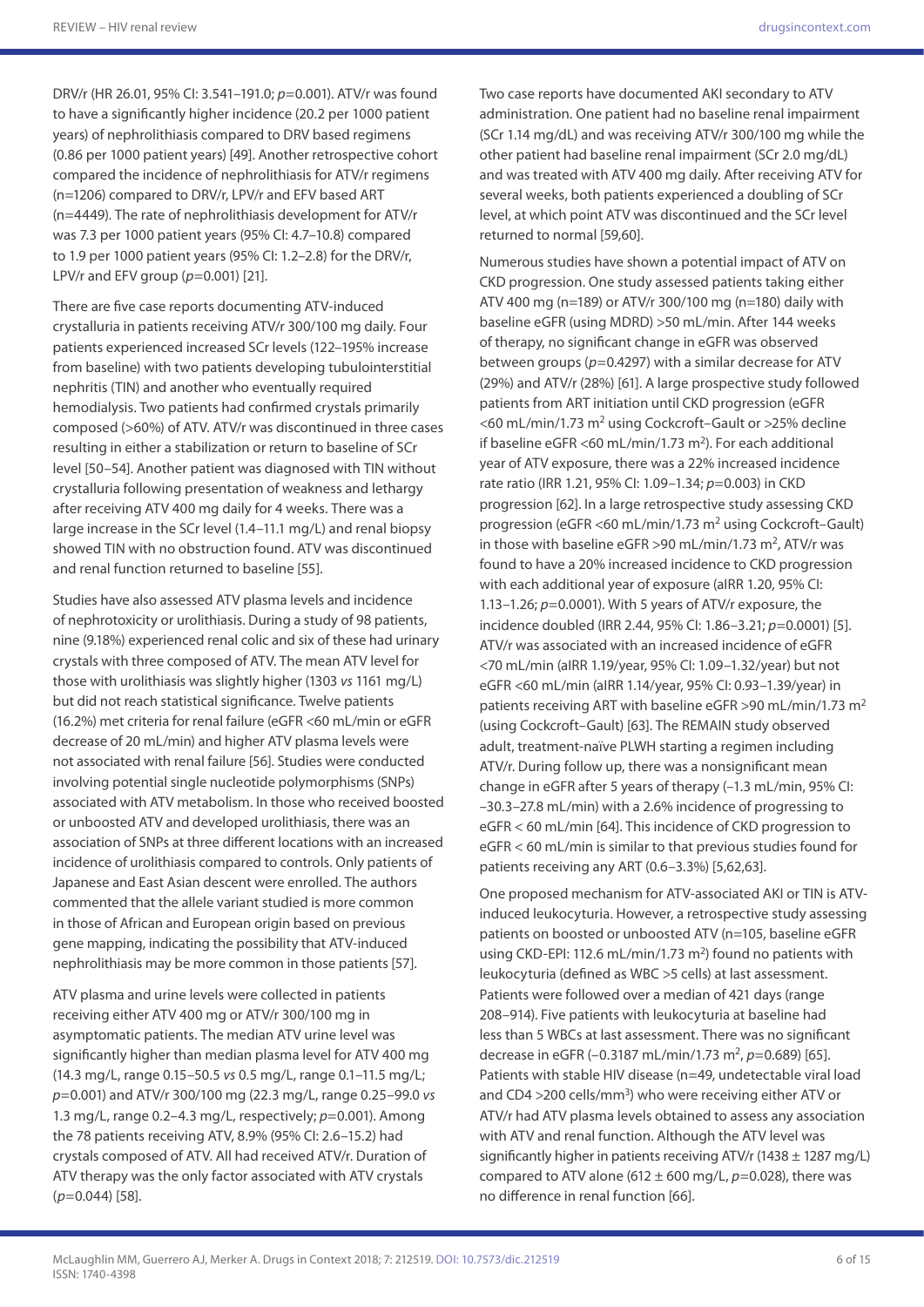DRV/r (HR 26.01, 95% CI: 3.541–191.0; $p$=0.001). ATV/r was found to have a significantly higher incidence (20.2 per 1000 patient years) of nephrolithiasis compared to DRV based regimens (0.86 per 1000 patient years) [49]. Another retrospective cohort compared the incidence of nephrolithiasis for ATV/r regimens (n=1206) compared to DRV/r, LPV/r and EFV based ART (n=4449). The rate of nephrolithiasis development for ATV/r was 7.3 per 1000 patient years (95% CI: 4.7–10.8) compared to 1.9 per 1000 patient years (95% CI: 1.2–2.8) for the DRV/r, LPV/r and EFV group ($p$=0.001) [21].

There are five case reports documenting ATV-induced crystalluria in patients receiving ATV/r 300/100 mg daily. Four patients experienced increased SCr levels (122–195% increase from baseline) with two patients developing tubulointerstitial nephritis (TIN) and another who eventually required hemodialysis. Two patients had confirmed crystals primarily composed (>60%) of ATV. ATV/r was discontinued in three cases resulting in either a stabilization or return to baseline of SCr level [50–54]. Another patient was diagnosed with TIN without crystalluria following presentation of weakness and lethargy after receiving ATV 400 mg daily for 4 weeks. There was a large increase in the SCr level (1.4–11.1 mg/L) and renal biopsy showed TIN with no obstruction found. ATV was discontinued and renal function returned to baseline [55].

Studies have also assessed ATV plasma levels and incidence of nephrotoxicity or urolithiasis. During a study of 98 patients, nine (9.18%) experienced renal colic and six of these had urinary crystals with three composed of ATV. The mean ATV level for those with urolithiasis was slightly higher (1303 *vs* 1161 mg/L) but did not reach statistical significance. Twelve patients (16.2%) met criteria for renal failure (eGFR <60 mL/min or eGFR decrease of 20 mL/min) and higher ATV plasma levels were not associated with renal failure [56]. Studies were conducted involving potential single nucleotide polymorphisms (SNPs) associated with ATV metabolism. In those who received boosted or unboosted ATV and developed urolithiasis, there was an association of SNPs at three different locations with an increased incidence of urolithiasis compared to controls. Only patients of Japanese and East Asian descent were enrolled. The authors commented that the allele variant studied is more common in those of African and European origin based on previous gene mapping, indicating the possibility that ATV-induced nephrolithiasis may be more common in those patients [57].

ATV plasma and urine levels were collected in patients receiving either ATV 400 mg or ATV/r 300/100 mg in asymptomatic patients. The median ATV urine level was significantly higher than median plasma level for ATV 400 mg (14.3 mg/L, range 0.15–50.5 *vs* 0.5 mg/L, range 0.1–11.5 mg/L; $p$=0.001) and ATV/r 300/100 mg (22.3 mg/L, range 0.25–99.0 *vs* 1.3 mg/L, range 0.2–4.3 mg/L, respectively; $p$=0.001). Among the 78 patients receiving ATV, 8.9% (95% CI: 2.6–15.2) had crystals composed of ATV. All had received ATV/r. Duration of ATV therapy was the only factor associated with ATV crystals ($p$=0.044) [58].

Two case reports have documented AKI secondary to ATV administration. One patient had no baseline renal impairment (SCr 1.14 mg/dL) and was receiving ATV/r 300/100 mg while the other patient had baseline renal impairment (SCr 2.0 mg/dL) and was treated with ATV 400 mg daily. After receiving ATV for several weeks, both patients experienced a doubling of SCr level, at which point ATV was discontinued and the SCr level returned to normal [59,60].

Numerous studies have shown a potential impact of ATV on CKD progression. One study assessed patients taking either ATV 400 mg (n=189) or ATV/r 300/100 mg (n=180) daily with baseline eGFR (using MDRD) >50 mL/min. After 144 weeks of therapy, no significant change in eGFR was observed between groups ($p$=0.4297) with a similar decrease for ATV (29%) and ATV/r (28%) [61]. A large prospective study followed patients from ART initiation until CKD progression (eGFR <60 mL/min/1.73 m$^2$ using Cockcroft–Gault or >25% decline if baseline eGFR <60 mL/min/1.73 m$^2$). For each additional year of ATV exposure, there was a 22% increased incidence rate ratio (IRR 1.21, 95% CI: 1.09–1.34; $p$=0.003) in CKD progression [62]. In a large retrospective study assessing CKD progression (eGFR <60 mL/min/1.73 m$^2$ using Cockcroft–Gault) in those with baseline eGFR >90 mL/min/1.73 m$^2$, ATV/r was found to have a 20% increased incidence to CKD progression with each additional year of exposure (aIRR 1.20, 95% CI: 1.13–1.26; $p$=0.0001). With 5 years of ATV/r exposure, the incidence doubled (IRR 2.44, 95% CI: 1.86–3.21; $p$=0.0001) [5]. ATV/r was associated with an increased incidence of eGFR <70 mL/min (aIRR 1.19/year, 95% CI: 1.09–1.32/year) but not eGFR <60 mL/min (aIRR 1.14/year, 95% CI: 0.93–1.39/year) in patients receiving ART with baseline eGFR >90 mL/min/1.73 m$^2$ (using Cockcroft–Gault) [63]. The REMAIN study observed adult, treatment-naïve PLWH starting a regimen including ATV/r. During follow up, there was a nonsignificant mean change in eGFR after 5 years of therapy (–1.3 mL/min, 95% CI: –30.3–27.8 mL/min) with a 2.6% incidence of progressing to eGFR < 60 mL/min [64]. This incidence of CKD progression to eGFR < 60 mL/min is similar to that previous studies found for patients receiving any ART (0.6–3.3%) [5,62,63].

One proposed mechanism for ATV-associated AKI or TIN is ATV-induced leukocyturia. However, a retrospective study assessing patients on boosted or unboosted ATV (n=105, baseline eGFR using CKD-EPI: 112.6 mL/min/1.73 m$^2$) found no patients with leukocyturia (defined as WBC >5 cells) at last assessment. Patients were followed over a median of 421 days (range 208–914). Five patients with leukocyturia at baseline had less than 5 WBCs at last assessment. There was no significant decrease in eGFR (–0.3187 mL/min/1.73 m$^2$, $p$=0.689) [65]. Patients with stable HIV disease (n=49, undetectable viral load and CD4 >200 cells/mm$^3$) who were receiving either ATV or ATV/r had ATV plasma levels obtained to assess any association with ATV and renal function. Although the ATV level was significantly higher in patients receiving ATV/r (1438 ± 1287 mg/L) compared to ATV alone (612 ± 600 mg/L, $p$=0.028), there was no difference in renal function [66].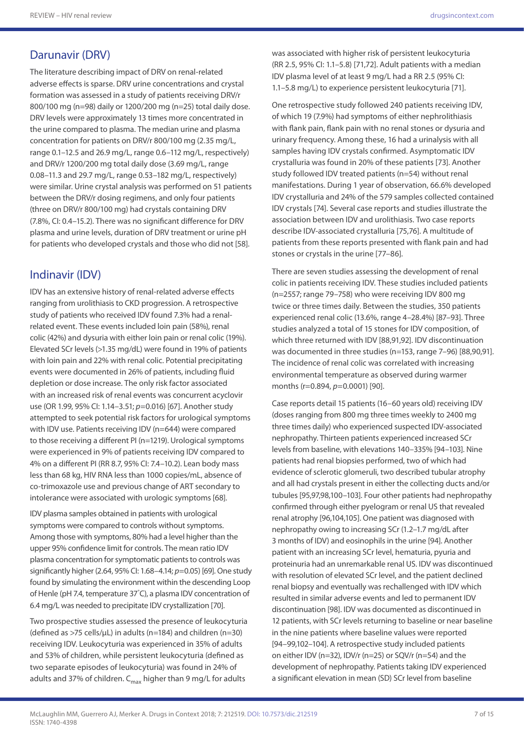## Darunavir (DRV)

The literature describing impact of DRV on renal-related adverse effects is sparse. DRV urine concentrations and crystal formation was assessed in a study of patients receiving DRV/r 800/100 mg (n=98) daily or 1200/200 mg (n=25) total daily dose. DRV levels were approximately 13 times more concentrated in the urine compared to plasma. The median urine and plasma concentration for patients on DRV/r 800/100 mg (2.35 mg/L, range 0.1–12.5 and 26.9 mg/L, range 0.6–112 mg/L, respectively) and DRV/r 1200/200 mg total daily dose (3.69 mg/L, range 0.08–11.3 and 29.7 mg/L, range 0.53–182 mg/L, respectively) were similar. Urine crystal analysis was performed on 51 patients between the DRV/r dosing regimens, and only four patients (three on DRV/r 800/100 mg) had crystals containing DRV (7.8%, CI: 0.4–15.2). There was no significant difference for DRV plasma and urine levels, duration of DRV treatment or urine pH for patients who developed crystals and those who did not [58].

## Indinavir (IDV)

IDV has an extensive history of renal-related adverse effects ranging from urolithiasis to CKD progression. A retrospective study of patients who received IDV found 7.3% had a renal-related event. These events included loin pain (58%), renal colic (42%) and dysuria with either loin pain or renal colic (19%). Elevated SCr levels (>1.35 mg/dL) were found in 19% of patients with loin pain and 22% with renal colic. Potential precipitating events were documented in 26% of patients, including fluid depletion or dose increase. The only risk factor associated with an increased risk of renal events was concurrent acyclovir use (OR 1.99, 95% CI: 1.14–3.51; $p$=0.016) [67]. Another study attempted to seek potential risk factors for urological symptoms with IDV use. Patients receiving IDV (n=644) were compared to those receiving a different PI (n=1219). Urological symptoms were experienced in 9% of patients receiving IDV compared to 4% on a different PI (RR 8.7, 95% CI: 7.4–10.2). Lean body mass less than 68 kg, HIV RNA less than 1000 copies/mL, absence of co-trimoxazole use and previous change of ART secondary to intolerance were associated with urologic symptoms [68].

IDV plasma samples obtained in patients with urological symptoms were compared to controls without symptoms. Among those with symptoms, 80% had a level higher than the upper 95% confidence limit for controls. The mean ratio IDV plasma concentration for symptomatic patients to controls was significantly higher (2.64, 95% CI: 1.68–4.14; $p$=0.05) [69]. One study found by simulating the environment within the descending Loop of Henle (pH 7.4, temperature 37°C), a plasma IDV concentration of 6.4 mg/L was needed to precipitate IDV crystallization [70].

Two prospective studies assessed the presence of leukocyturia (defined as >75 cells/μL) in adults (n=184) and children (n=30) receiving IDV. Leukocyturia was experienced in 35% of adults and 53% of children, while persistent leukocyturia (defined as two separate episodes of leukocyturia) was found in 24% of adults and 37% of children. $C_{max}$ higher than 9 mg/L for adults was associated with higher risk of persistent leukocyturia (RR 2.5, 95% CI: 1.1–5.8) [71,72]. Adult patients with a median IDV plasma level of at least 9 mg/L had a RR 2.5 (95% CI: 1.1–5.8 mg/L) to experience persistent leukocyturia [71].

One retrospective study followed 240 patients receiving IDV, of which 19 (7.9%) had symptoms of either nephrolithiasis with flank pain, flank pain with no renal stones or dysuria and urinary frequency. Among these, 16 had a urinalysis with all samples having IDV crystals confirmed. Asymptomatic IDV crystalluria was found in 20% of these patients [73]. Another study followed IDV treated patients (n=54) without renal manifestations. During 1 year of observation, 66.6% developed IDV crystalluria and 24% of the 579 samples collected contained IDV crystals [74]. Several case reports and studies illustrate the association between IDV and urolithiasis. Two case reports describe IDV-associated crystalluria [75,76]. A multitude of patients from these reports presented with flank pain and had stones or crystals in the urine [77–86].

There are seven studies assessing the development of renal colic in patients receiving IDV. These studies included patients (n=2557; range 79–758) who were receiving IDV 800 mg twice or three times daily. Between the studies, 350 patients experienced renal colic (13.6%, range 4–28.4%) [87–93]. Three studies analyzed a total of 15 stones for IDV composition, of which three returned with IDV [88,91,92]. IDV discontinuation was documented in three studies (n=153, range 7–96) [88,90,91]. The incidence of renal colic was correlated with increasing environmental temperature as observed during warmer months (r=0.894, $p$=0.0001) [90].

Case reports detail 15 patients (16–60 years old) receiving IDV (doses ranging from 800 mg three times weekly to 2400 mg three times daily) who experienced suspected IDV-associated nephropathy. Thirteen patients experienced increased SCr levels from baseline, with elevations 140–335% [94–103]. Nine patients had renal biopsies performed, two of which had evidence of sclerotic glomeruli, two described tubular atrophy and all had crystals present in either the collecting ducts and/or tubules [95,97,98,100–103]. Four other patients had nephropathy confirmed through either pyelogram or renal US that revealed renal atrophy [96,104,105]. One patient was diagnosed with nephropathy owing to increasing SCr (1.2–1.7 mg/dL after 3 months of IDV) and eosinophils in the urine [94]. Another patient with an increasing SCr level, hematuria, pyuria and proteinuria had an unremarkable renal US. IDV was discontinued with resolution of elevated SCr level, and the patient declined renal biopsy and eventually was rechallenged with IDV which resulted in similar adverse events and led to permanent IDV discontinuation [98]. IDV was documented as discontinued in 12 patients, with SCr levels returning to baseline or near baseline in the nine patients where baseline values were reported [94–99,102–104]. A retrospective study included patients on either IDV (n=32), IDV/r (n=25) or SQV/r (n=54) and the development of nephropathy. Patients taking IDV experienced a significant elevation in mean (SD) SCr level from baseline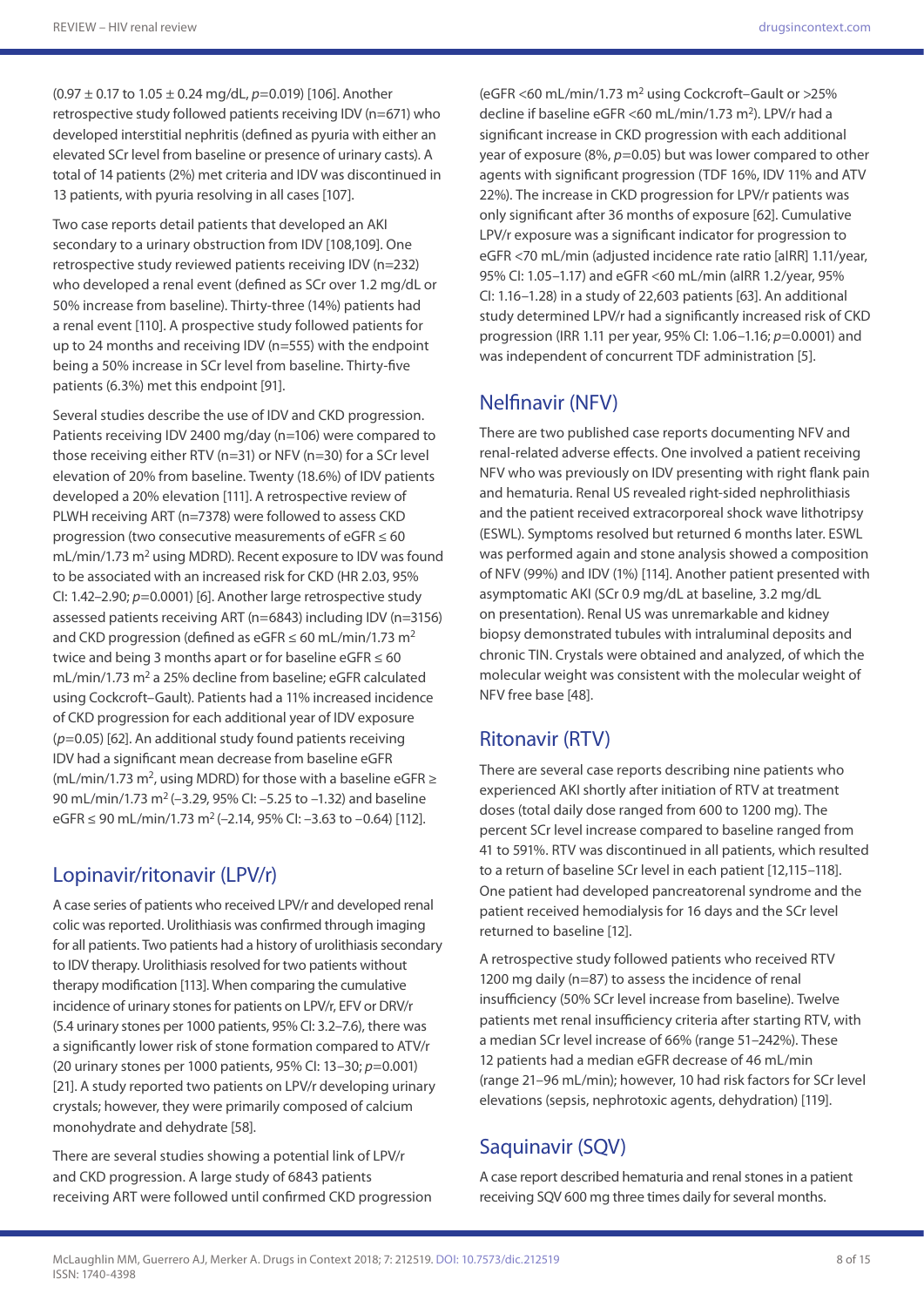(0.97 ± 0.17 to 1.05 ± 0.24 mg/dL, $p$=0.019) [106]. Another retrospective study followed patients receiving IDV (n=671) who developed interstitial nephritis (defined as pyuria with either an elevated SCr level from baseline or presence of urinary casts). A total of 14 patients (2%) met criteria and IDV was discontinued in 13 patients, with pyuria resolving in all cases [107].

Two case reports detail patients that developed an AKI secondary to a urinary obstruction from IDV [108,109]. One retrospective study reviewed patients receiving IDV (n=232) who developed a renal event (defined as SCr over 1.2 mg/dL or 50% increase from baseline). Thirty-three (14%) patients had a renal event [110]. A prospective study followed patients for up to 24 months and receiving IDV (n=555) with the endpoint being a 50% increase in SCr level from baseline. Thirty-five patients (6.3%) met this endpoint [91].

Several studies describe the use of IDV and CKD progression. Patients receiving IDV 2400 mg/day (n=106) were compared to those receiving either RTV (n=31) or NFV (n=30) for a SCr level elevation of 20% from baseline. Twenty (18.6%) of IDV patients developed a 20% elevation [111]. A retrospective review of PLWH receiving ART (n=7378) were followed to assess CKD progression (two consecutive measurements of eGFR ≤ 60 mL/min/1.73 m$^2$ using MDRD). Recent exposure to IDV was found to be associated with an increased risk for CKD (HR 2.03, 95% CI: 1.42–2.90; $p$=0.0001) [6]. Another large retrospective study assessed patients receiving ART (n=6843) including IDV (n=3156) and CKD progression (defined as eGFR ≤ 60 mL/min/1.73 m$^2$ twice and being 3 months apart or for baseline eGFR ≤ 60 mL/min/1.73 m$^2$ a 25% decline from baseline; eGFR calculated using Cockcroft–Gault). Patients had a 11% increased incidence of CKD progression for each additional year of IDV exposure ($p$=0.05) [62]. An additional study found patients receiving IDV had a significant mean decrease from baseline eGFR (mL/min/1.73 m$^2$, using MDRD) for those with a baseline eGFR ≥ 90 mL/min/1.73 m$^2$ (–3.29, 95% CI: –5.25 to –1.32) and baseline eGFR ≤ 90 mL/min/1.73 m$^2$ (–2.14, 95% CI: –3.63 to –0.64) [112].

## Lopinavir/ritonavir (LPV/r)

A case series of patients who received LPV/r and developed renal colic was reported. Urolithiasis was confirmed through imaging for all patients. Two patients had a history of urolithiasis secondary to IDV therapy. Urolithiasis resolved for two patients without therapy modification [113]. When comparing the cumulative incidence of urinary stones for patients on LPV/r, EFV or DRV/r (5.4 urinary stones per 1000 patients, 95% CI: 3.2–7.6), there was a significantly lower risk of stone formation compared to ATV/r (20 urinary stones per 1000 patients, 95% CI: 13–30; $p$=0.001) [21]. A study reported two patients on LPV/r developing urinary crystals; however, they were primarily composed of calcium monohydrate and dehydrate [58].

There are several studies showing a potential link of LPV/r and CKD progression. A large study of 6843 patients receiving ART were followed until confirmed CKD progression (eGFR <60 mL/min/1.73 m$^2$ using Cockcroft–Gault or >25% decline if baseline eGFR <60 mL/min/1.73 m$^2$). LPV/r had a significant increase in CKD progression with each additional year of exposure (8%, $p$=0.05) but was lower compared to other agents with significant progression (TDF 16%, IDV 11% and ATV 22%). The increase in CKD progression for LPV/r patients was only significant after 36 months of exposure [62]. Cumulative LPV/r exposure was a significant indicator for progression to eGFR <70 mL/min (adjusted incidence rate ratio [aIRR] 1.11/year, 95% CI: 1.05–1.17) and eGFR <60 mL/min (aIRR 1.2/year, 95% CI: 1.16–1.28) in a study of 22,603 patients [63]. An additional study determined LPV/r had a significantly increased risk of CKD progression (IRR 1.11 per year, 95% CI: 1.06–1.16; $p$=0.0001) and was independent of concurrent TDF administration [5].

## Nelfinavir (NFV)

There are two published case reports documenting NFV and renal-related adverse effects. One involved a patient receiving NFV who was previously on IDV presenting with right flank pain and hematuria. Renal US revealed right-sided nephrolithiasis and the patient received extracorporeal shock wave lithotripsy (ESWL). Symptoms resolved but returned 6 months later. ESWL was performed again and stone analysis showed a composition of NFV (99%) and IDV (1%) [114]. Another patient presented with asymptomatic AKI (SCr 0.9 mg/dL at baseline, 3.2 mg/dL on presentation). Renal US was unremarkable and kidney biopsy demonstrated tubules with intraluminal deposits and chronic TIN. Crystals were obtained and analyzed, of which the molecular weight was consistent with the molecular weight of NFV free base [48].

## Ritonavir (RTV)

There are several case reports describing nine patients who experienced AKI shortly after initiation of RTV at treatment doses (total daily dose ranged from 600 to 1200 mg). The percent SCr level increase compared to baseline ranged from 41 to 591%. RTV was discontinued in all patients, which resulted to a return of baseline SCr level in each patient [12,115–118]. One patient had developed pancreatorenal syndrome and the patient received hemodialysis for 16 days and the SCr level returned to baseline [12].

A retrospective study followed patients who received RTV 1200 mg daily (n=87) to assess the incidence of renal insufficiency (50% SCr level increase from baseline). Twelve patients met renal insufficiency criteria after starting RTV, with a median SCr level increase of 66% (range 51–242%). These 12 patients had a median eGFR decrease of 46 mL/min (range 21–96 mL/min); however, 10 had risk factors for SCr level elevations (sepsis, nephrotoxic agents, dehydration) [119].

## Saquinavir (SQV)

A case report described hematuria and renal stones in a patient receiving SQV 600 mg three times daily for several months.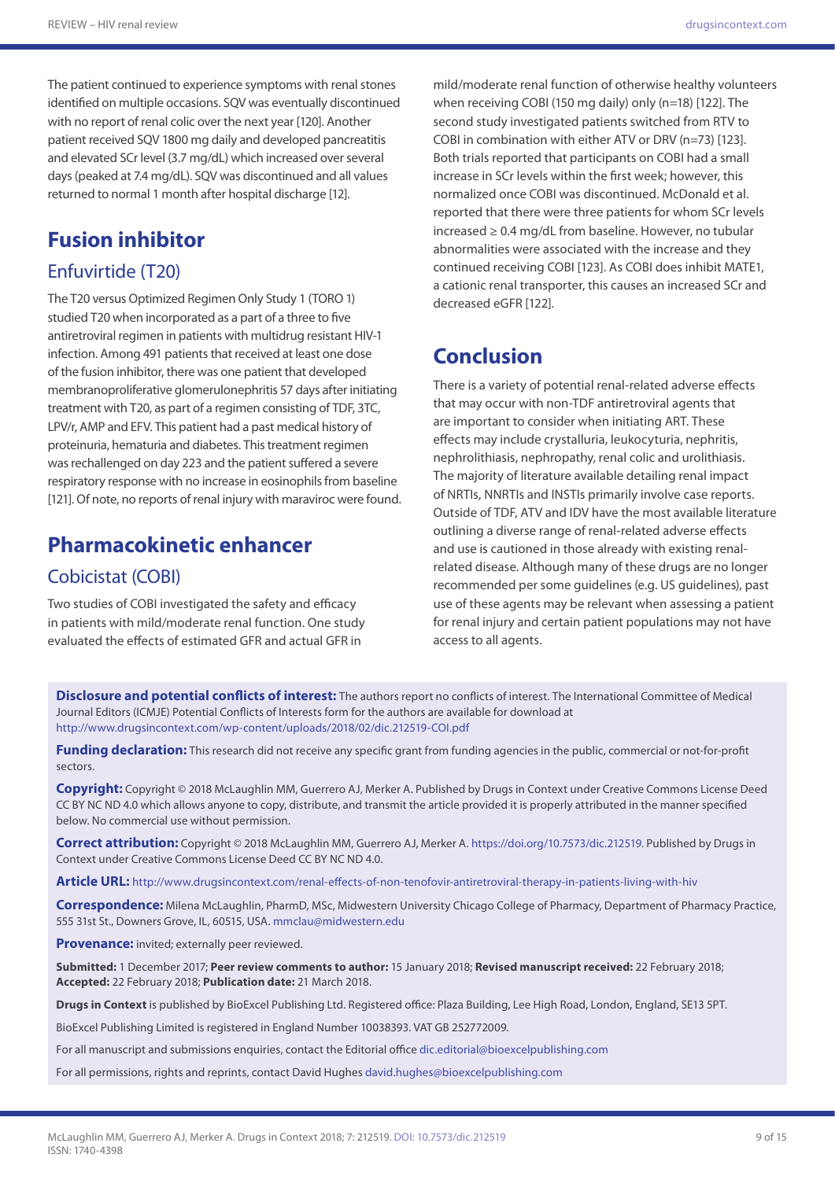The patient continued to experience symptoms with renal stones identified on multiple occasions. SQV was eventually discontinued with no report of renal colic over the next year [120]. Another patient received SQV 1800 mg daily and developed pancreatitis and elevated SCr level (3.7 mg/dL) which increased over several days (peaked at 7.4 mg/dL). SQV was discontinued and all values returned to normal 1 month after hospital discharge [12].

## Fusion inhibitor

### Enfuvirtide (T20)

The T20 versus Optimized Regimen Only Study 1 (TORO 1) studied T20 when incorporated as a part of a three to five antiretroviral regimen in patients with multidrug resistant HIV-1 infection. Among 491 patients that received at least one dose of the fusion inhibitor, there was one patient that developed membranoproliferative glomerulonephritis 57 days after initiating treatment with T20, as part of a regimen consisting of TDF, 3TC, LPV/r, AMP and EFV. This patient had a past medical history of proteinuria, hematuria and diabetes. This treatment regimen was rechallenged on day 223 and the patient suffered a severe respiratory response with no increase in eosinophils from baseline [121]. Of note, no reports of renal injury with maraviroc were found.

## Pharmacokinetic enhancer

### Cobicistat (COBI)

Two studies of COBI investigated the safety and efficacy in patients with mild/moderate renal function. One study evaluated the effects of estimated GFR and actual GFR in mild/moderate renal function of otherwise healthy volunteers when receiving COBI (150 mg daily) only (n=18) [122]. The second study investigated patients switched from RTV to COBI in combination with either ATV or DRV (n=73) [123]. Both trials reported that participants on COBI had a small increase in SCr levels within the first week; however, this normalized once COBI was discontinued. McDonald et al. reported that there were three patients for whom SCr levels increased ≥ 0.4 mg/dL from baseline. However, no tubular abnormalities were associated with the increase and they continued receiving COBI [123]. As COBI does inhibit MATE1, a cationic renal transporter, this causes an increased SCr and decreased eGFR [122].

## Conclusion

There is a variety of potential renal-related adverse effects that may occur with non-TDF antiretroviral agents that are important to consider when initiating ART. These effects may include crystalluria, leukocyturia, nephritis, nephrolithiasis, nephropathy, renal colic and urolithiasis. The majority of literature available detailing renal impact of NRTIs, NNRTIs and INSTIs primarily involve case reports. Outside of TDF, ATV and IDV have the most available literature outlining a diverse range of renal-related adverse effects and use is cautioned in those already with existing renal-related disease. Although many of these drugs are no longer recommended per some guidelines (e.g. US guidelines), past use of these agents may be relevant when assessing a patient for renal injury and certain patient populations may not have access to all agents.

**Disclosure and potential conflicts of interest:** The authors report no conflicts of interest. The International Committee of Medical Journal Editors (ICMJE) Potential Conflicts of Interests form for the authors are available for download at http://www.drugsincontext.com/wp-content/uploads/2018/02/dic.212519-COI.pdf

**Funding declaration:** This research did not receive any specific grant from funding agencies in the public, commercial or not-for-profit sectors.

**Copyright:** Copyright © 2018 McLaughlin MM, Guerrero AJ, Merker A. Published by Drugs in Context under Creative Commons License Deed CC BY NC ND 4.0 which allows anyone to copy, distribute, and transmit the article provided it is properly attributed in the manner specified below. No commercial use without permission.

**Correct attribution:** Copyright © 2018 McLaughlin MM, Guerrero AJ, Merker A. https://doi.org/10.7573/dic.212519. Published by Drugs in Context under Creative Commons License Deed CC BY NC ND 4.0.

**Article URL:** http://www.drugsincontext.com/renal-effects-of-non-tenofovir-antiretroviral-therapy-in-patients-living-with-hiv

**Correspondence:** Milena McLaughlin, PharmD, MSc, Midwestern University Chicago College of Pharmacy, Department of Pharmacy Practice, 555 31st St., Downers Grove, IL, 60515, USA. mmclau@midwestern.edu

**Provenance:** invited; externally peer reviewed.

**Submitted:** 1 December 2017; **Peer review comments to author:** 15 January 2018; **Revised manuscript received:** 22 February 2018; **Accepted:** 22 February 2018; **Publication date:** 21 March 2018.

**Drugs in Context** is published by BioExcel Publishing Ltd. Registered office: Plaza Building, Lee High Road, London, England, SE13 5PT.

BioExcel Publishing Limited is registered in England Number 10038393. VAT GB 252772009.

For all manuscript and submissions enquiries, contact the Editorial office dic.editorial@bioexcelpublishing.com

For all permissions, rights and reprints, contact David Hughes david.hughes@bioexcelpublishing.com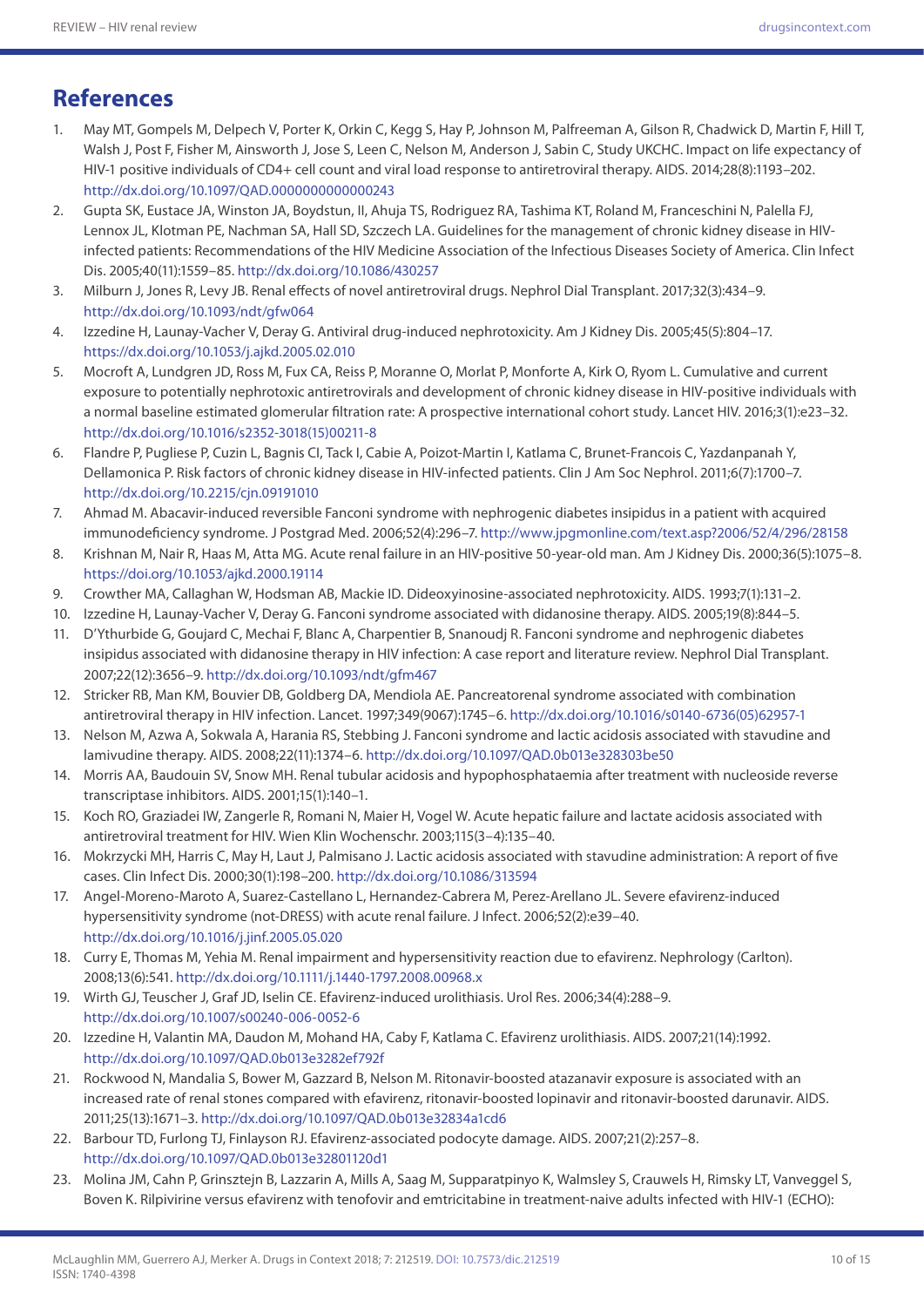## References

1. May MT, Gompels M, Delpech V, Porter K, Orkin C, Kegg S, Hay P, Johnson M, Palfreeman A, Gilson R, Chadwick D, Martin F, Hill T, Walsh J, Post F, Fisher M, Ainsworth J, Jose S, Leen C, Nelson M, Anderson J, Sabin C, Study UKCHC. Impact on life expectancy of HIV-1 positive individuals of CD4+ cell count and viral load response to antiretroviral therapy. AIDS. 2014;28(8):1193–202. http://dx.doi.org/10.1097/QAD.0000000000000243
2. Gupta SK, Eustace JA, Winston JA, Boydstun, II, Ahuja TS, Rodriguez RA, Tashima KT, Roland M, Franceschini N, Palella FJ, Lennox JL, Klotman PE, Nachman SA, Hall SD, Szczech LA. Guidelines for the management of chronic kidney disease in HIV-infected patients: Recommendations of the HIV Medicine Association of the Infectious Diseases Society of America. Clin Infect Dis. 2005;40(11):1559–85. http://dx.doi.org/10.1086/430257
3. Milburn J, Jones R, Levy JB. Renal effects of novel antiretroviral drugs. Nephrol Dial Transplant. 2017;32(3):434–9. http://dx.doi.org/10.1093/ndt/gfw064
4. Izzedine H, Launay-Vacher V, Deray G. Antiviral drug-induced nephrotoxicity. Am J Kidney Dis. 2005;45(5):804–17. https://dx.doi.org/10.1053/j.ajkd.2005.02.010
5. Mocroft A, Lundgren JD, Ross M, Fux CA, Reiss P, Moranne O, Morlat P, Monforte A, Kirk O, Ryom L. Cumulative and current exposure to potentially nephrotoxic antiretrovirals and development of chronic kidney disease in HIV-positive individuals with a normal baseline estimated glomerular filtration rate: A prospective international cohort study. Lancet HIV. 2016;3(1):e23–32. http://dx.doi.org/10.1016/s2352-3018(15)00211-8
6. Flandre P, Pugliese P, Cuzin L, Bagnis CI, Tack I, Cabie A, Poizot-Martin I, Katlama C, Brunet-Francois C, Yazdanpanah Y, Dellamonica P. Risk factors of chronic kidney disease in HIV-infected patients. Clin J Am Soc Nephrol. 2011;6(7):1700–7. http://dx.doi.org/10.2215/cjn.09191010
7. Ahmad M. Abacavir-induced reversible Fanconi syndrome with nephrogenic diabetes insipidus in a patient with acquired immunodeficiency syndrome. J Postgrad Med. 2006;52(4):296–7. http://www.jpgmonline.com/text.asp?2006/52/4/296/28158
8. Krishnan M, Nair R, Haas M, Atta MG. Acute renal failure in an HIV-positive 50-year-old man. Am J Kidney Dis. 2000;36(5):1075–8. https://doi.org/10.1053/ajkd.2000.19114
9. Crowther MA, Callaghan W, Hodsman AB, Mackie ID. Dideoxyinosine-associated nephrotoxicity. AIDS. 1993;7(1):131–2.
10. Izzedine H, Launay-Vacher V, Deray G. Fanconi syndrome associated with didanosine therapy. AIDS. 2005;19(8):844–5.
11. D'Ythurbide G, Goujard C, Mechai F, Blanc A, Charpentier B, Snanoudj R. Fanconi syndrome and nephrogenic diabetes insipidus associated with didanosine therapy in HIV infection: A case report and literature review. Nephrol Dial Transplant. 2007;22(12):3656–9. http://dx.doi.org/10.1093/ndt/gfm467
12. Stricker RB, Man KM, Bouvier DB, Goldberg DA, Mendiola AE. Pancreatorenal syndrome associated with combination antiretroviral therapy in HIV infection. Lancet. 1997;349(9067):1745–6. http://dx.doi.org/10.1016/s0140-6736(05)62957-1
13. Nelson M, Azwa A, Sokwala A, Harania RS, Stebbing J. Fanconi syndrome and lactic acidosis associated with stavudine and lamivudine therapy. AIDS. 2008;22(11):1374–6. http://dx.doi.org/10.1097/QAD.0b013e328303be50
14. Morris AA, Baudouin SV, Snow MH. Renal tubular acidosis and hypophosphataemia after treatment with nucleoside reverse transcriptase inhibitors. AIDS. 2001;15(1):140–1.
15. Koch RO, Graziadei IW, Zangerle R, Romani N, Maier H, Vogel W. Acute hepatic failure and lactate acidosis associated with antiretroviral treatment for HIV. Wien Klin Wochenschr. 2003;115(3–4):135–40.
16. Mokrzycki MH, Harris C, May H, Laut J, Palmisano J. Lactic acidosis associated with stavudine administration: A report of five cases. Clin Infect Dis. 2000;30(1):198–200. http://dx.doi.org/10.1086/313594
17. Angel-Moreno-Maroto A, Suarez-Castellano L, Hernandez-Cabrera M, Perez-Arellano JL. Severe efavirenz-induced hypersensitivity syndrome (not-DRESS) with acute renal failure. J Infect. 2006;52(2):e39–40. http://dx.doi.org/10.1016/j.jinf.2005.05.020
18. Curry E, Thomas M, Yehia M. Renal impairment and hypersensitivity reaction due to efavirenz. Nephrology (Carlton). 2008;13(6):541. http://dx.doi.org/10.1111/j.1440-1797.2008.00968.x
19. Wirth GJ, Teuscher J, Graf JD, Iselin CE. Efavirenz-induced urolithiasis. Urol Res. 2006;34(4):288–9. http://dx.doi.org/10.1007/s00240-006-0052-6
20. Izzedine H, Valantin MA, Daudon M, Mohand HA, Caby F, Katlama C. Efavirenz urolithiasis. AIDS. 2007;21(14):1992. http://dx.doi.org/10.1097/QAD.0b013e3282ef792f
21. Rockwood N, Mandalia S, Bower M, Gazzard B, Nelson M. Ritonavir-boosted atazanavir exposure is associated with an increased rate of renal stones compared with efavirenz, ritonavir-boosted lopinavir and ritonavir-boosted darunavir. AIDS. 2011;25(13):1671–3. http://dx.doi.org/10.1097/QAD.0b013e32834a1cd6
22. Barbour TD, Furlong TJ, Finlayson RJ. Efavirenz-associated podocyte damage. AIDS. 2007;21(2):257–8. http://dx.doi.org/10.1097/QAD.0b013e32801120d1
23. Molina JM, Cahn P, Grinsztejn B, Lazzarin A, Mills A, Saag M, Supparatpinyo K, Walmsley S, Crauwels H, Rimsky LT, Vanveggel S, Boven K. Rilpivirine versus efavirenz with tenofovir and emtricitabine in treatment-naive adults infected with HIV-1 (ECHO):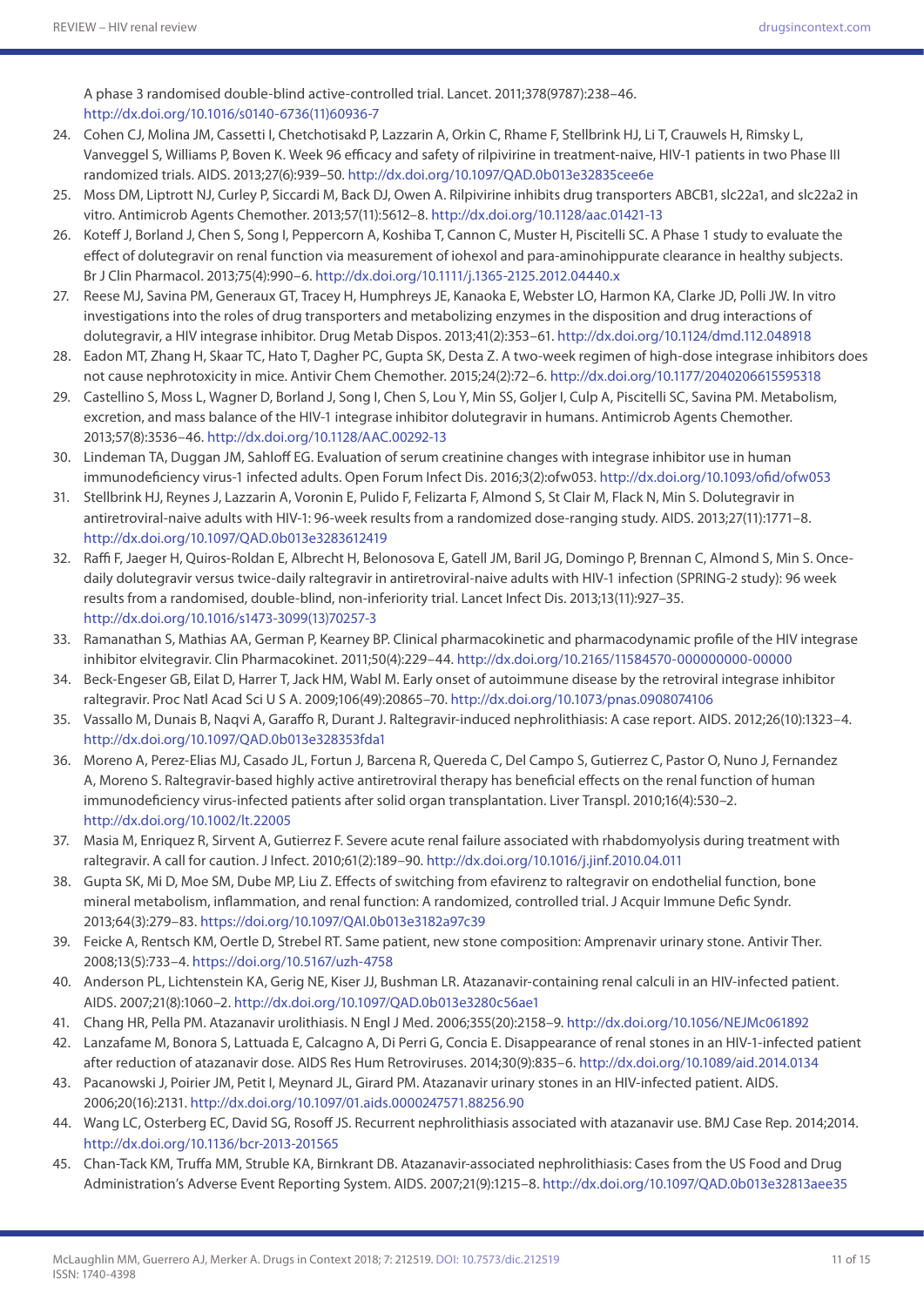A phase 3 randomised double-blind active-controlled trial. Lancet. 2011;378(9787):238–46. http://dx.doi.org/10.1016/s0140-6736(11)60936-7

24. Cohen CJ, Molina JM, Cassetti I, Chetchotisakd P, Lazzarin A, Orkin C, Rhame F, Stellbrink HJ, Li T, Crauwels H, Rimsky L, Vanveggel S, Williams P, Boven K. Week 96 efficacy and safety of rilpivirine in treatment-naive, HIV-1 patients in two Phase III randomized trials. AIDS. 2013;27(6):939–50. http://dx.doi.org/10.1097/QAD.0b013e32835cee6e
25. Moss DM, Liptrott NJ, Curley P, Siccardi M, Back DJ, Owen A. Rilpivirine inhibits drug transporters ABCB1, slc22a1, and slc22a2 in vitro. Antimicrob Agents Chemother. 2013;57(11):5612–8. http://dx.doi.org/10.1128/aac.01421-13
26. Koteff J, Borland J, Chen S, Song I, Peppercorn A, Koshiba T, Cannon C, Muster H, Piscitelli SC. A Phase 1 study to evaluate the effect of dolutegravir on renal function via measurement of iohexol and para-aminohippurate clearance in healthy subjects. Br J Clin Pharmacol. 2013;75(4):990–6. http://dx.doi.org/10.1111/j.1365-2125.2012.04440.x
27. Reese MJ, Savina PM, Generaux GT, Tracey H, Humphreys JE, Kanaoka E, Webster LO, Harmon KA, Clarke JD, Polli JW. In vitro investigations into the roles of drug transporters and metabolizing enzymes in the disposition and drug interactions of dolutegravir, a HIV integrase inhibitor. Drug Metab Dispos. 2013;41(2):353–61. http://dx.doi.org/10.1124/dmd.112.048918
28. Eadon MT, Zhang H, Skaar TC, Hato T, Dagher PC, Gupta SK, Desta Z. A two-week regimen of high-dose integrase inhibitors does not cause nephrotoxicity in mice. Antivir Chem Chemother. 2015;24(2):72–6. http://dx.doi.org/10.1177/2040206615595318
29. Castellino S, Moss L, Wagner D, Borland J, Song I, Chen S, Lou Y, Min SS, Goljer I, Culp A, Piscitelli SC, Savina PM. Metabolism, excretion, and mass balance of the HIV-1 integrase inhibitor dolutegravir in humans. Antimicrob Agents Chemother. 2013;57(8):3536–46. http://dx.doi.org/10.1128/AAC.00292-13
30. Lindeman TA, Duggan JM, Sahloff EG. Evaluation of serum creatinine changes with integrase inhibitor use in human immunodeficiency virus-1 infected adults. Open Forum Infect Dis. 2016;3(2):ofw053. http://dx.doi.org/10.1093/ofid/ofw053
31. Stellbrink HJ, Reynes J, Lazzarin A, Voronin E, Pulido F, Felizarta F, Almond S, St Clair M, Flack N, Min S. Dolutegravir in antiretroviral-naive adults with HIV-1: 96-week results from a randomized dose-ranging study. AIDS. 2013;27(11):1771–8. http://dx.doi.org/10.1097/QAD.0b013e3283612419
32. Raffi F, Jaeger H, Quiros-Roldan E, Albrecht H, Belonosova E, Gatell JM, Baril JG, Domingo P, Brennan C, Almond S, Min S. Once-daily dolutegravir versus twice-daily raltegravir in antiretroviral-naive adults with HIV-1 infection (SPRING-2 study): 96 week results from a randomised, double-blind, non-inferiority trial. Lancet Infect Dis. 2013;13(11):927–35. http://dx.doi.org/10.1016/s1473-3099(13)70257-3
33. Ramanathan S, Mathias AA, German P, Kearney BP. Clinical pharmacokinetic and pharmacodynamic profile of the HIV integrase inhibitor elvitegravir. Clin Pharmacokinet. 2011;50(4):229–44. http://dx.doi.org/10.2165/11584570-000000000-00000
34. Beck-Engeser GB, Eilat D, Harrer T, Jack HM, Wabl M. Early onset of autoimmune disease by the retroviral integrase inhibitor raltegravir. Proc Natl Acad Sci U S A. 2009;106(49):20865–70. http://dx.doi.org/10.1073/pnas.0908074106
35. Vassallo M, Dunais B, Naqvi A, Garaffo R, Durant J. Raltegravir-induced nephrolithiasis: A case report. AIDS. 2012;26(10):1323–4. http://dx.doi.org/10.1097/QAD.0b013e328353fda1
36. Moreno A, Perez-Elias MJ, Casado JL, Fortun J, Barcena R, Quereda C, Del Campo S, Gutierrez C, Pastor O, Nuno J, Fernandez A, Moreno S. Raltegravir-based highly active antiretroviral therapy has beneficial effects on the renal function of human immunodeficiency virus-infected patients after solid organ transplantation. Liver Transpl. 2010;16(4):530–2. http://dx.doi.org/10.1002/lt.22005
37. Masia M, Enriquez R, Sirvent A, Gutierrez F. Severe acute renal failure associated with rhabdomyolysis during treatment with raltegravir. A call for caution. J Infect. 2010;61(2):189–90. http://dx.doi.org/10.1016/j.jinf.2010.04.011
38. Gupta SK, Mi D, Moe SM, Dube MP, Liu Z. Effects of switching from efavirenz to raltegravir on endothelial function, bone mineral metabolism, inflammation, and renal function: A randomized, controlled trial. J Acquir Immune Defic Syndr. 2013;64(3):279–83. https://doi.org/10.1097/QAI.0b013e3182a97c39
39. Feicke A, Rentsch KM, Oertle D, Strebel RT. Same patient, new stone composition: Amprenavir urinary stone. Antivir Ther. 2008;13(5):733–4. https://doi.org/10.5167/uzh-4758
40. Anderson PL, Lichtenstein KA, Gerig NE, Kiser JJ, Bushman LR. Atazanavir-containing renal calculi in an HIV-infected patient. AIDS. 2007;21(8):1060–2. http://dx.doi.org/10.1097/QAD.0b013e3280c56ae1
41. Chang HR, Pella PM. Atazanavir urolithiasis. N Engl J Med. 2006;355(20):2158–9. http://dx.doi.org/10.1056/NEJMc061892
42. Lanzafame M, Bonora S, Lattuada E, Calcagno A, Di Perri G, Concia E. Disappearance of renal stones in an HIV-1-infected patient after reduction of atazanavir dose. AIDS Res Hum Retroviruses. 2014;30(9):835–6. http://dx.doi.org/10.1089/aid.2014.0134
43. Pacanowski J, Poirier JM, Petit I, Meynard JL, Girard PM. Atazanavir urinary stones in an HIV-infected patient. AIDS. 2006;20(16):2131. http://dx.doi.org/10.1097/01.aids.0000247571.88256.90
44. Wang LC, Osterberg EC, David SG, Rosoff JS. Recurrent nephrolithiasis associated with atazanavir use. BMJ Case Rep. 2014;2014. http://dx.doi.org/10.1136/bcr-2013-201565
45. Chan-Tack KM, Truffa MM, Struble KA, Birnkrant DB. Atazanavir-associated nephrolithiasis: Cases from the US Food and Drug Administration's Adverse Event Reporting System. AIDS. 2007;21(9):1215–8. http://dx.doi.org/10.1097/QAD.0b013e32813aee35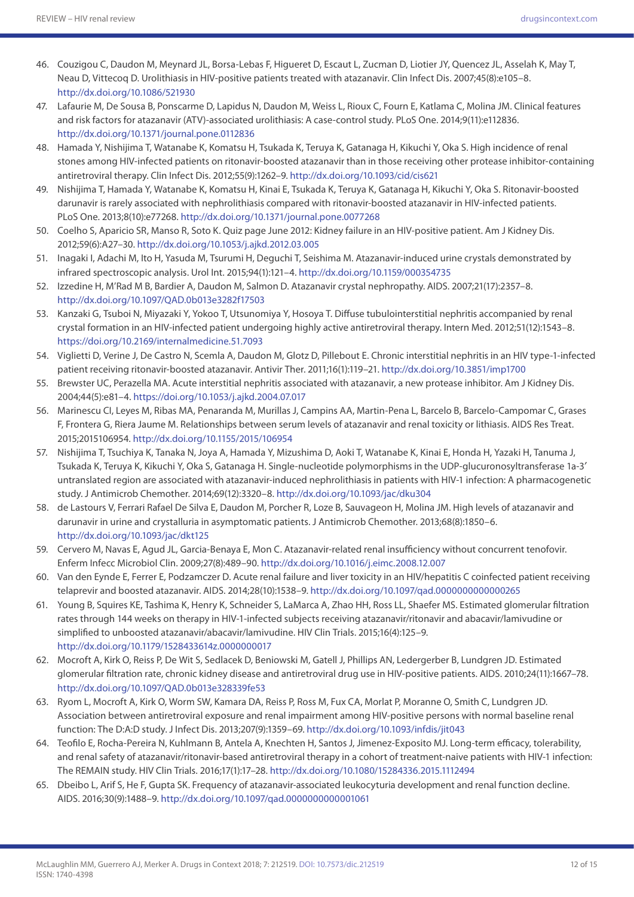46. Couzigou C, Daudon M, Meynard JL, Borsa-Lebas F, Higueret D, Escaut L, Zucman D, Liotier JY, Quencez JL, Asselah K, May T, Neau D, Vittecoq D. Urolithiasis in HIV-positive patients treated with atazanavir. Clin Infect Dis. 2007;45(8):e105–8. http://dx.doi.org/10.1086/521930
47. Lafaurie M, De Sousa B, Ponscarme D, Lapidus N, Daudon M, Weiss L, Rioux C, Fourn E, Katlama C, Molina JM. Clinical features and risk factors for atazanavir (ATV)-associated urolithiasis: A case-control study. PLoS One. 2014;9(11):e112836. http://dx.doi.org/10.1371/journal.pone.0112836
48. Hamada Y, Nishijima T, Watanabe K, Komatsu H, Tsukada K, Teruya K, Gatanaga H, Kikuchi Y, Oka S. High incidence of renal stones among HIV-infected patients on ritonavir-boosted atazanavir than in those receiving other protease inhibitor-containing antiretroviral therapy. Clin Infect Dis. 2012;55(9):1262–9. http://dx.doi.org/10.1093/cid/cis621
49. Nishijima T, Hamada Y, Watanabe K, Komatsu H, Kinai E, Tsukada K, Teruya K, Gatanaga H, Kikuchi Y, Oka S. Ritonavir-boosted darunavir is rarely associated with nephrolithiasis compared with ritonavir-boosted atazanavir in HIV-infected patients. PLoS One. 2013;8(10):e77268. http://dx.doi.org/10.1371/journal.pone.0077268
50. Coelho S, Aparicio SR, Manso R, Soto K. Quiz page June 2012: Kidney failure in an HIV-positive patient. Am J Kidney Dis. 2012;59(6):A27–30. http://dx.doi.org/10.1053/j.ajkd.2012.03.005
51. Inagaki I, Adachi M, Ito H, Yasuda M, Tsurumi H, Deguchi T, Seishima M. Atazanavir-induced urine crystals demonstrated by infrared spectroscopic analysis. Urol Int. 2015;94(1):121–4. http://dx.doi.org/10.1159/000354735
52. Izzedine H, M'Rad M B, Bardier A, Daudon M, Salmon D. Atazanavir crystal nephropathy. AIDS. 2007;21(17):2357–8. http://dx.doi.org/10.1097/QAD.0b013e3282f17503
53. Kanzaki G, Tsuboi N, Miyazaki Y, Yokoo T, Utsunomiya Y, Hosoya T. Diffuse tubulointerstitial nephritis accompanied by renal crystal formation in an HIV-infected patient undergoing highly active antiretroviral therapy. Intern Med. 2012;51(12):1543–8. https://doi.org/10.2169/internalmedicine.51.7093
54. Viglietti D, Verine J, De Castro N, Scemla A, Daudon M, Glotz D, Pillebout E. Chronic interstitial nephritis in an HIV type-1-infected patient receiving ritonavir-boosted atazanavir. Antivir Ther. 2011;16(1):119–21. http://dx.doi.org/10.3851/imp1700
55. Brewster UC, Perazella MA. Acute interstitial nephritis associated with atazanavir, a new protease inhibitor. Am J Kidney Dis. 2004;44(5):e81–4. https://doi.org/10.1053/j.ajkd.2004.07.017
56. Marinescu CI, Leyes M, Ribas MA, Penaranda M, Murillas J, Campins AA, Martin-Pena L, Barcelo B, Barcelo-Campomar C, Grases F, Frontera G, Riera Jaume M. Relationships between serum levels of atazanavir and renal toxicity or lithiasis. AIDS Res Treat. 2015;2015106954. http://dx.doi.org/10.1155/2015/106954
57. Nishijima T, Tsuchiya K, Tanaka N, Joya A, Hamada Y, Mizushima D, Aoki T, Watanabe K, Kinai E, Honda H, Yazaki H, Tanuma J, Tsukada K, Teruya K, Kikuchi Y, Oka S, Gatanaga H. Single-nucleotide polymorphisms in the UDP-glucuronosyltransferase 1a-3′ untranslated region are associated with atazanavir-induced nephrolithiasis in patients with HIV-1 infection: A pharmacogenetic study. J Antimicrob Chemother. 2014;69(12):3320–8. http://dx.doi.org/10.1093/jac/dku304
58. de Lastours V, Ferrari Rafael De Silva E, Daudon M, Porcher R, Loze B, Sauvageon H, Molina JM. High levels of atazanavir and darunavir in urine and crystalluria in asymptomatic patients. J Antimicrob Chemother. 2013;68(8):1850–6. http://dx.doi.org/10.1093/jac/dkt125
59. Cervero M, Navas E, Agud JL, Garcia-Benaya E, Mon C. Atazanavir-related renal insufficiency without concurrent tenofovir. Enferm Infecc Microbiol Clin. 2009;27(8):489–90. http://dx.doi.org/10.1016/j.eimc.2008.12.007
60. Van den Eynde E, Ferrer E, Podzamczer D. Acute renal failure and liver toxicity in an HIV/hepatitis C coinfected patient receiving telaprevir and boosted atazanavir. AIDS. 2014;28(10):1538–9. http://dx.doi.org/10.1097/qad.0000000000000265
61. Young B, Squires KE, Tashima K, Henry K, Schneider S, LaMarca A, Zhao HH, Ross LL, Shaefer MS. Estimated glomerular filtration rates through 144 weeks on therapy in HIV-1-infected subjects receiving atazanavir/ritonavir and abacavir/lamivudine or simplified to unboosted atazanavir/abacavir/lamivudine. HIV Clin Trials. 2015;16(4):125–9. http://dx.doi.org/10.1179/1528433614z.0000000017
62. Mocroft A, Kirk O, Reiss P, De Wit S, Sedlacek D, Beniowski M, Gatell J, Phillips AN, Ledergerber B, Lundgren JD. Estimated glomerular filtration rate, chronic kidney disease and antiretroviral drug use in HIV-positive patients. AIDS. 2010;24(11):1667–78. http://dx.doi.org/10.1097/QAD.0b013e328339fe53
63. Ryom L, Mocroft A, Kirk O, Worm SW, Kamara DA, Reiss P, Ross M, Fux CA, Morlat P, Moranne O, Smith C, Lundgren JD. Association between antiretroviral exposure and renal impairment among HIV-positive persons with normal baseline renal function: The D:A:D study. J Infect Dis. 2013;207(9):1359–69. http://dx.doi.org/10.1093/infdis/jit043
64. Teofilo E, Rocha-Pereira N, Kuhlmann B, Antela A, Knechten H, Santos J, Jimenez-Exposito MJ. Long-term efficacy, tolerability, and renal safety of atazanavir/ritonavir-based antiretroviral therapy in a cohort of treatment-naive patients with HIV-1 infection: The REMAIN study. HIV Clin Trials. 2016;17(1):17–28. http://dx.doi.org/10.1080/15284336.2015.1112494
65. Dbeibo L, Arif S, He F, Gupta SK. Frequency of atazanavir-associated leukocyturia development and renal function decline. AIDS. 2016;30(9):1488–9. http://dx.doi.org/10.1097/qad.0000000000001061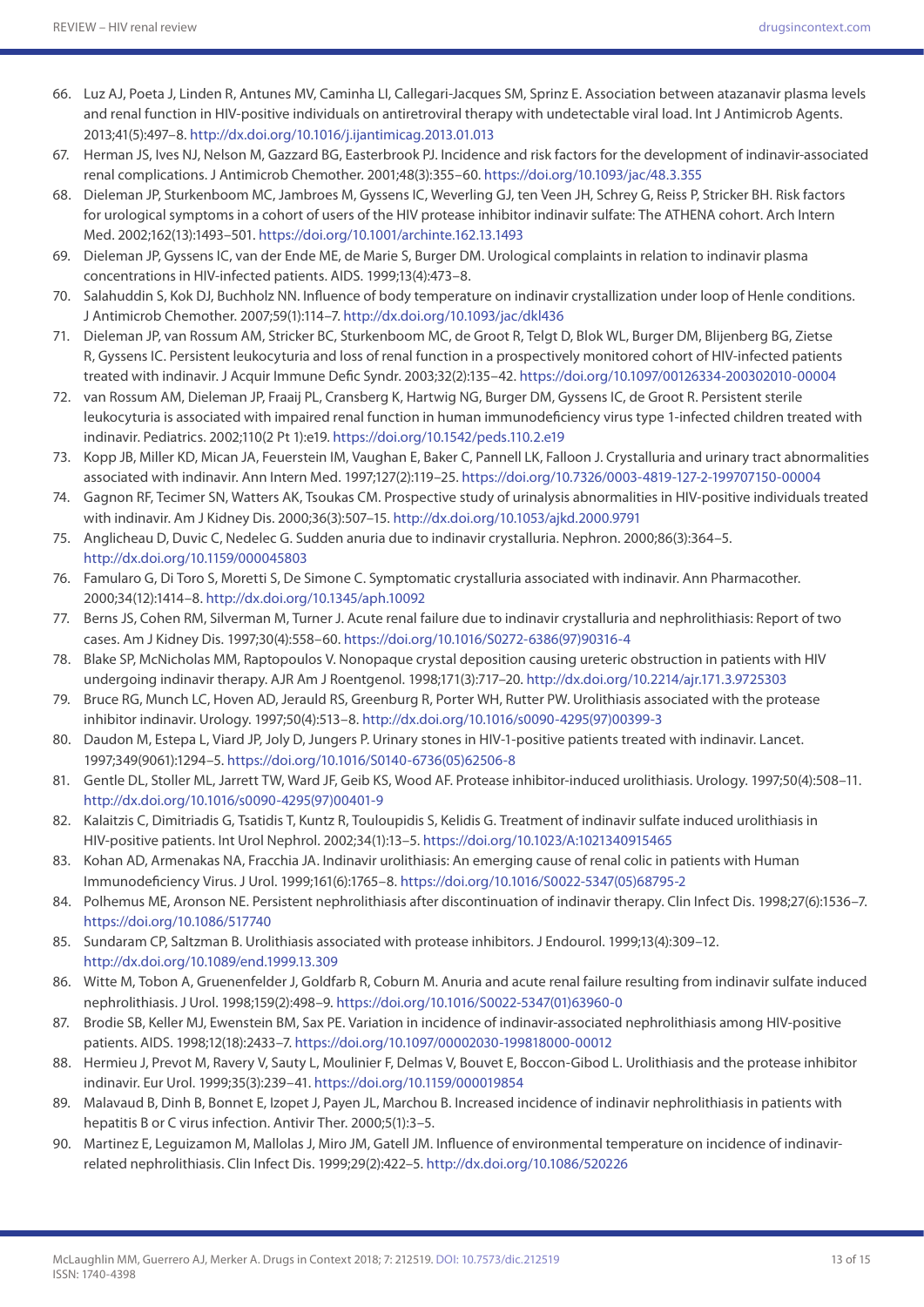66. Luz AJ, Poeta J, Linden R, Antunes MV, Caminha LI, Callegari-Jacques SM, Sprinz E. Association between atazanavir plasma levels and renal function in HIV-positive individuals on antiretroviral therapy with undetectable viral load. Int J Antimicrob Agents. 2013;41(5):497–8. http://dx.doi.org/10.1016/j.ijantimicag.2013.01.013
67. Herman JS, Ives NJ, Nelson M, Gazzard BG, Easterbrook PJ. Incidence and risk factors for the development of indinavir-associated renal complications. J Antimicrob Chemother. 2001;48(3):355–60. https://doi.org/10.1093/jac/48.3.355
68. Dieleman JP, Sturkenboom MC, Jambroes M, Gyssens IC, Weverling GJ, ten Veen JH, Schrey G, Reiss P, Stricker BH. Risk factors for urological symptoms in a cohort of users of the HIV protease inhibitor indinavir sulfate: The ATHENA cohort. Arch Intern Med. 2002;162(13):1493–501. https://doi.org/10.1001/archinte.162.13.1493
69. Dieleman JP, Gyssens IC, van der Ende ME, de Marie S, Burger DM. Urological complaints in relation to indinavir plasma concentrations in HIV-infected patients. AIDS. 1999;13(4):473–8.
70. Salahuddin S, Kok DJ, Buchholz NN. Influence of body temperature on indinavir crystallization under loop of Henle conditions. J Antimicrob Chemother. 2007;59(1):114–7. http://dx.doi.org/10.1093/jac/dkl436
71. Dieleman JP, van Rossum AM, Stricker BC, Sturkenboom MC, de Groot R, Telgt D, Blok WL, Burger DM, Blijenberg BG, Zietse R, Gyssens IC. Persistent leukocyturia and loss of renal function in a prospectively monitored cohort of HIV-infected patients treated with indinavir. J Acquir Immune Defic Syndr. 2003;32(2):135–42. https://doi.org/10.1097/00126334-200302010-00004
72. van Rossum AM, Dieleman JP, Fraaij PL, Cransberg K, Hartwig NG, Burger DM, Gyssens IC, de Groot R. Persistent sterile leukocyturia is associated with impaired renal function in human immunodeficiency virus type 1-infected children treated with indinavir. Pediatrics. 2002;110(2 Pt 1):e19. https://doi.org/10.1542/peds.110.2.e19
73. Kopp JB, Miller KD, Mican JA, Feuerstein IM, Vaughan E, Baker C, Pannell LK, Falloon J. Crystalluria and urinary tract abnormalities associated with indinavir. Ann Intern Med. 1997;127(2):119–25. https://doi.org/10.7326/0003-4819-127-2-199707150-00004
74. Gagnon RF, Tecimer SN, Watters AK, Tsoukas CM. Prospective study of urinalysis abnormalities in HIV-positive individuals treated with indinavir. Am J Kidney Dis. 2000;36(3):507–15. http://dx.doi.org/10.1053/ajkd.2000.9791
75. Anglicheau D, Duvic C, Nedelec G. Sudden anuria due to indinavir crystalluria. Nephron. 2000;86(3):364–5. http://dx.doi.org/10.1159/000045803
76. Famularo G, Di Toro S, Moretti S, De Simone C. Symptomatic crystalluria associated with indinavir. Ann Pharmacother. 2000;34(12):1414–8. http://dx.doi.org/10.1345/aph.10092
77. Berns JS, Cohen RM, Silverman M, Turner J. Acute renal failure due to indinavir crystalluria and nephrolithiasis: Report of two cases. Am J Kidney Dis. 1997;30(4):558–60. https://doi.org/10.1016/S0272-6386(97)90316-4
78. Blake SP, McNicholas MM, Raptopoulos V. Nonopaque crystal deposition causing ureteric obstruction in patients with HIV undergoing indinavir therapy. AJR Am J Roentgenol. 1998;171(3):717–20. http://dx.doi.org/10.2214/ajr.171.3.9725303
79. Bruce RG, Munch LC, Hoven AD, Jerauld RS, Greenburg R, Porter WH, Rutter PW. Urolithiasis associated with the protease inhibitor indinavir. Urology. 1997;50(4):513–8. http://dx.doi.org/10.1016/s0090-4295(97)00399-3
80. Daudon M, Estepa L, Viard JP, Joly D, Jungers P. Urinary stones in HIV-1-positive patients treated with indinavir. Lancet. 1997;349(9061):1294–5. https://doi.org/10.1016/S0140-6736(05)62506-8
81. Gentle DL, Stoller ML, Jarrett TW, Ward JF, Geib KS, Wood AF. Protease inhibitor-induced urolithiasis. Urology. 1997;50(4):508–11. http://dx.doi.org/10.1016/s0090-4295(97)00401-9
82. Kalaitzis C, Dimitriadis G, Tsatidis T, Kuntz R, Touloupidis S, Kelidis G. Treatment of indinavir sulfate induced urolithiasis in HIV-positive patients. Int Urol Nephrol. 2002;34(1):13–5. https://doi.org/10.1023/A:1021340915465
83. Kohan AD, Armenakas NA, Fracchia JA. Indinavir urolithiasis: An emerging cause of renal colic in patients with Human Immunodeficiency Virus. J Urol. 1999;161(6):1765–8. https://doi.org/10.1016/S0022-5347(05)68795-2
84. Polhemus ME, Aronson NE. Persistent nephrolithiasis after discontinuation of indinavir therapy. Clin Infect Dis. 1998;27(6):1536–7. https://doi.org/10.1086/517740
85. Sundaram CP, Saltzman B. Urolithiasis associated with protease inhibitors. J Endourol. 1999;13(4):309–12. http://dx.doi.org/10.1089/end.1999.13.309
86. Witte M, Tobon A, Gruenenfelder J, Goldfarb R, Coburn M. Anuria and acute renal failure resulting from indinavir sulfate induced nephrolithiasis. J Urol. 1998;159(2):498–9. https://doi.org/10.1016/S0022-5347(01)63960-0
87. Brodie SB, Keller MJ, Ewenstein BM, Sax PE. Variation in incidence of indinavir-associated nephrolithiasis among HIV-positive patients. AIDS. 1998;12(18):2433–7. https://doi.org/10.1097/00002030-199818000-00012
88. Hermieu J, Prevot M, Ravery V, Sauty L, Moulinier F, Delmas V, Bouvet E, Boccon-Gibod L. Urolithiasis and the protease inhibitor indinavir. Eur Urol. 1999;35(3):239–41. https://doi.org/10.1159/000019854
89. Malavaud B, Dinh B, Bonnet E, Izopet J, Payen JL, Marchou B. Increased incidence of indinavir nephrolithiasis in patients with hepatitis B or C virus infection. Antivir Ther. 2000;5(1):3–5.
90. Martinez E, Leguizamon M, Mallolas J, Miro JM, Gatell JM. Influence of environmental temperature on incidence of indinavir-related nephrolithiasis. Clin Infect Dis. 1999;29(2):422–5. http://dx.doi.org/10.1086/520226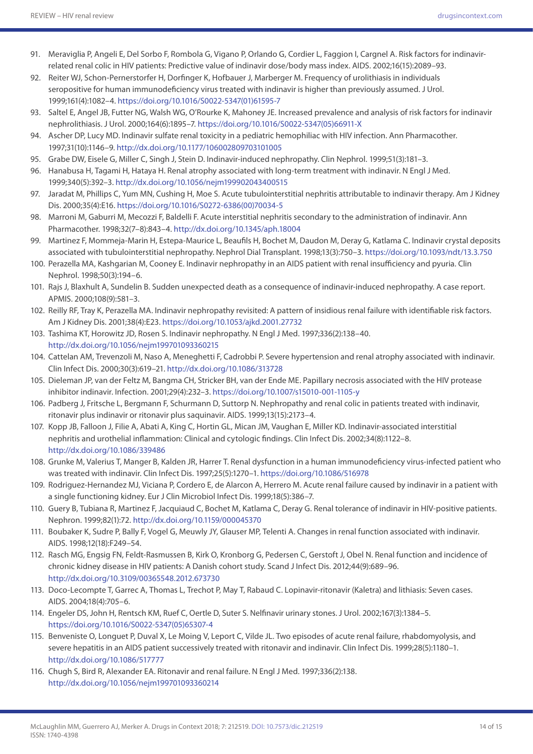91. Meraviglia P, Angeli E, Del Sorbo F, Rombola G, Vigano P, Orlando G, Cordier L, Faggion I, Cargnel A. Risk factors for indinavir-related renal colic in HIV patients: Predictive value of indinavir dose/body mass index. AIDS. 2002;16(15):2089–93.
92. Reiter WJ, Schon-Pernerstorfer H, Dorfinger K, Hofbauer J, Marberger M. Frequency of urolithiasis in individuals seropositive for human immunodeficiency virus treated with indinavir is higher than previously assumed. J Urol. 1999;161(4):1082–4. https://doi.org/10.1016/S0022-5347(01)61595-7
93. Saltel E, Angel JB, Futter NG, Walsh WG, O'Rourke K, Mahoney JE. Increased prevalence and analysis of risk factors for indinavir nephrolithiasis. J Urol. 2000;164(6):1895–7. https://doi.org/10.1016/S0022-5347(05)66911-X
94. Ascher DP, Lucy MD. Indinavir sulfate renal toxicity in a pediatric hemophiliac with HIV infection. Ann Pharmacother. 1997;31(10):1146–9. http://dx.doi.org/10.1177/106002809703101005
95. Grabe DW, Eisele G, Miller C, Singh J, Stein D. Indinavir-induced nephropathy. Clin Nephrol. 1999;51(3):181–3.
96. Hanabusa H, Tagami H, Hataya H. Renal atrophy associated with long-term treatment with indinavir. N Engl J Med. 1999;340(5):392–3. http://dx.doi.org/10.1056/nejm199902043400515
97. Jaradat M, Phillips C, Yum MN, Cushing H, Moe S. Acute tubulointerstitial nephritis attributable to indinavir therapy. Am J Kidney Dis. 2000;35(4):E16. https://doi.org/10.1016/S0272-6386(00)70034-5
98. Marroni M, Gaburri M, Mecozzi F, Baldelli F. Acute interstitial nephritis secondary to the administration of indinavir. Ann Pharmacother. 1998;32(7–8):843–4. http://dx.doi.org/10.1345/aph.18004
99. Martinez F, Mommeja-Marin H, Estepa-Maurice L, Beaufils H, Bochet M, Daudon M, Deray G, Katlama C. Indinavir crystal deposits associated with tubulointerstitial nephropathy. Nephrol Dial Transplant. 1998;13(3):750–3. https://doi.org/10.1093/ndt/13.3.750
100. Perazella MA, Kashgarian M, Cooney E. Indinavir nephropathy in an AIDS patient with renal insufficiency and pyuria. Clin Nephrol. 1998;50(3):194–6.
101. Rajs J, Blaxhult A, Sundelin B. Sudden unexpected death as a consequence of indinavir-induced nephropathy. A case report. APMIS. 2000;108(9):581–3.
102. Reilly RF, Tray K, Perazella MA. Indinavir nephropathy revisited: A pattern of insidious renal failure with identifiable risk factors. Am J Kidney Dis. 2001;38(4):E23. https://doi.org/10.1053/ajkd.2001.27732
103. Tashima KT, Horowitz JD, Rosen S. Indinavir nephropathy. N Engl J Med. 1997;336(2):138–40. http://dx.doi.org/10.1056/nejm199701093360215
104. Cattelan AM, Trevenzoli M, Naso A, Meneghetti F, Cadrobbi P. Severe hypertension and renal atrophy associated with indinavir. Clin Infect Dis. 2000;30(3):619–21. http://dx.doi.org/10.1086/313728
105. Dieleman JP, van der Feltz M, Bangma CH, Stricker BH, van der Ende ME. Papillary necrosis associated with the HIV protease inhibitor indinavir. Infection. 2001;29(4):232–3. https://doi.org/10.1007/s15010-001-1105-y
106. Padberg J, Fritsche L, Bergmann F, Schurmann D, Suttorp N. Nephropathy and renal colic in patients treated with indinavir, ritonavir plus indinavir or ritonavir plus saquinavir. AIDS. 1999;13(15):2173–4.
107. Kopp JB, Falloon J, Filie A, Abati A, King C, Hortin GL, Mican JM, Vaughan E, Miller KD. Indinavir-associated interstitial nephritis and urothelial inflammation: Clinical and cytologic findings. Clin Infect Dis. 2002;34(8):1122–8. http://dx.doi.org/10.1086/339486
108. Grunke M, Valerius T, Manger B, Kalden JR, Harrer T. Renal dysfunction in a human immunodeficiency virus-infected patient who was treated with indinavir. Clin Infect Dis. 1997;25(5):1270–1. https://doi.org/10.1086/516978
109. Rodriguez-Hernandez MJ, Viciana P, Cordero E, de Alarcon A, Herrero M. Acute renal failure caused by indinavir in a patient with a single functioning kidney. Eur J Clin Microbiol Infect Dis. 1999;18(5):386–7.
110. Guery B, Tubiana R, Martinez F, Jacquiaud C, Bochet M, Katlama C, Deray G. Renal tolerance of indinavir in HIV-positive patients. Nephron. 1999;82(1):72. http://dx.doi.org/10.1159/000045370
111. Boubaker K, Sudre P, Bally F, Vogel G, Meuwly JY, Glauser MP, Telenti A. Changes in renal function associated with indinavir. AIDS. 1998;12(18):F249–54.
112. Rasch MG, Engsig FN, Feldt-Rasmussen B, Kirk O, Kronborg G, Pedersen C, Gerstoft J, Obel N. Renal function and incidence of chronic kidney disease in HIV patients: A Danish cohort study. Scand J Infect Dis. 2012;44(9):689–96. http://dx.doi.org/10.3109/00365548.2012.673730
113. Doco-Lecompte T, Garrec A, Thomas L, Trechot P, May T, Rabaud C. Lopinavir-ritonavir (Kaletra) and lithiasis: Seven cases. AIDS. 2004;18(4):705–6.
114. Engeler DS, John H, Rentsch KM, Ruef C, Oertle D, Suter S. Nelfinavir urinary stones. J Urol. 2002;167(3):1384–5. https://doi.org/10.1016/S0022-5347(05)65307-4
115. Benveniste O, Longuet P, Duval X, Le Moing V, Leport C, Vilde JL. Two episodes of acute renal failure, rhabdomyolysis, and severe hepatitis in an AIDS patient successively treated with ritonavir and indinavir. Clin Infect Dis. 1999;28(5):1180–1. http://dx.doi.org/10.1086/517777
116. Chugh S, Bird R, Alexander EA. Ritonavir and renal failure. N Engl J Med. 1997;336(2):138. http://dx.doi.org/10.1056/nejm199701093360214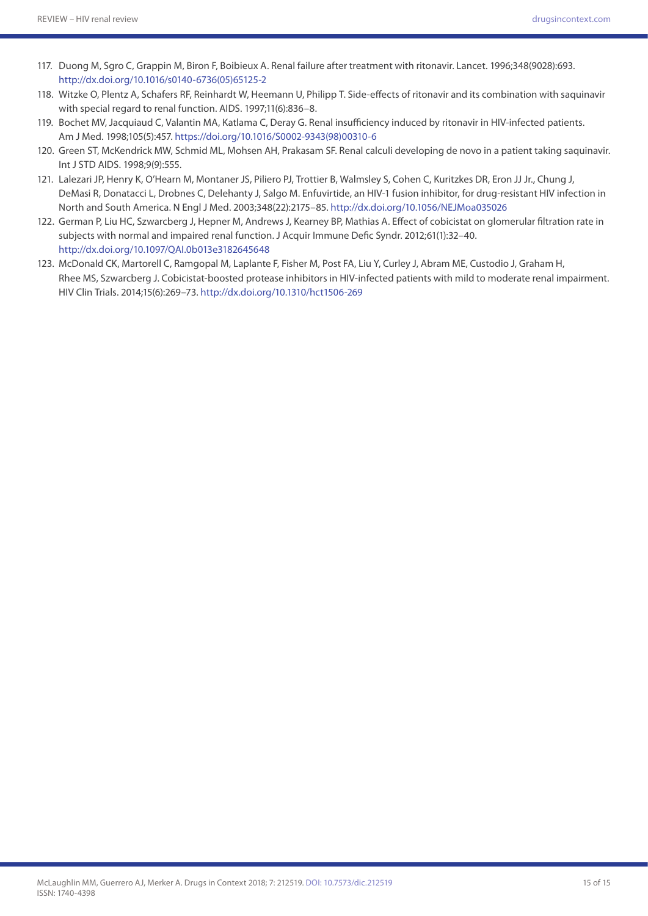117. Duong M, Sgro C, Grappin M, Biron F, Boibieux A. Renal failure after treatment with ritonavir. Lancet. 1996;348(9028):693. http://dx.doi.org/10.1016/s0140-6736(05)65125-2
118. Witzke O, Plentz A, Schafers RF, Reinhardt W, Heemann U, Philipp T. Side-effects of ritonavir and its combination with saquinavir with special regard to renal function. AIDS. 1997;11(6):836–8.
119. Bochet MV, Jacquiaud C, Valantin MA, Katlama C, Deray G. Renal insufficiency induced by ritonavir in HIV-infected patients. Am J Med. 1998;105(5):457. https://doi.org/10.1016/S0002-9343(98)00310-6
120. Green ST, McKendrick MW, Schmid ML, Mohsen AH, Prakasam SF. Renal calculi developing de novo in a patient taking saquinavir. Int J STD AIDS. 1998;9(9):555.
121. Lalezari JP, Henry K, O'Hearn M, Montaner JS, Piliero PJ, Trottier B, Walmsley S, Cohen C, Kuritzkes DR, Eron JJ Jr., Chung J, DeMasi R, Donatacci L, Drobnes C, Delehanty J, Salgo M. Enfuvirtide, an HIV-1 fusion inhibitor, for drug-resistant HIV infection in North and South America. N Engl J Med. 2003;348(22):2175–85. http://dx.doi.org/10.1056/NEJMoa035026
122. German P, Liu HC, Szwarcberg J, Hepner M, Andrews J, Kearney BP, Mathias A. Effect of cobicistat on glomerular filtration rate in subjects with normal and impaired renal function. J Acquir Immune Defic Syndr. 2012;61(1):32–40. http://dx.doi.org/10.1097/QAI.0b013e3182645648
123. McDonald CK, Martorell C, Ramgopal M, Laplante F, Fisher M, Post FA, Liu Y, Curley J, Abram ME, Custodio J, Graham H, Rhee MS, Szwarcberg J. Cobicistat-boosted protease inhibitors in HIV-infected patients with mild to moderate renal impairment. HIV Clin Trials. 2014;15(6):269–73. http://dx.doi.org/10.1310/hct1506-269